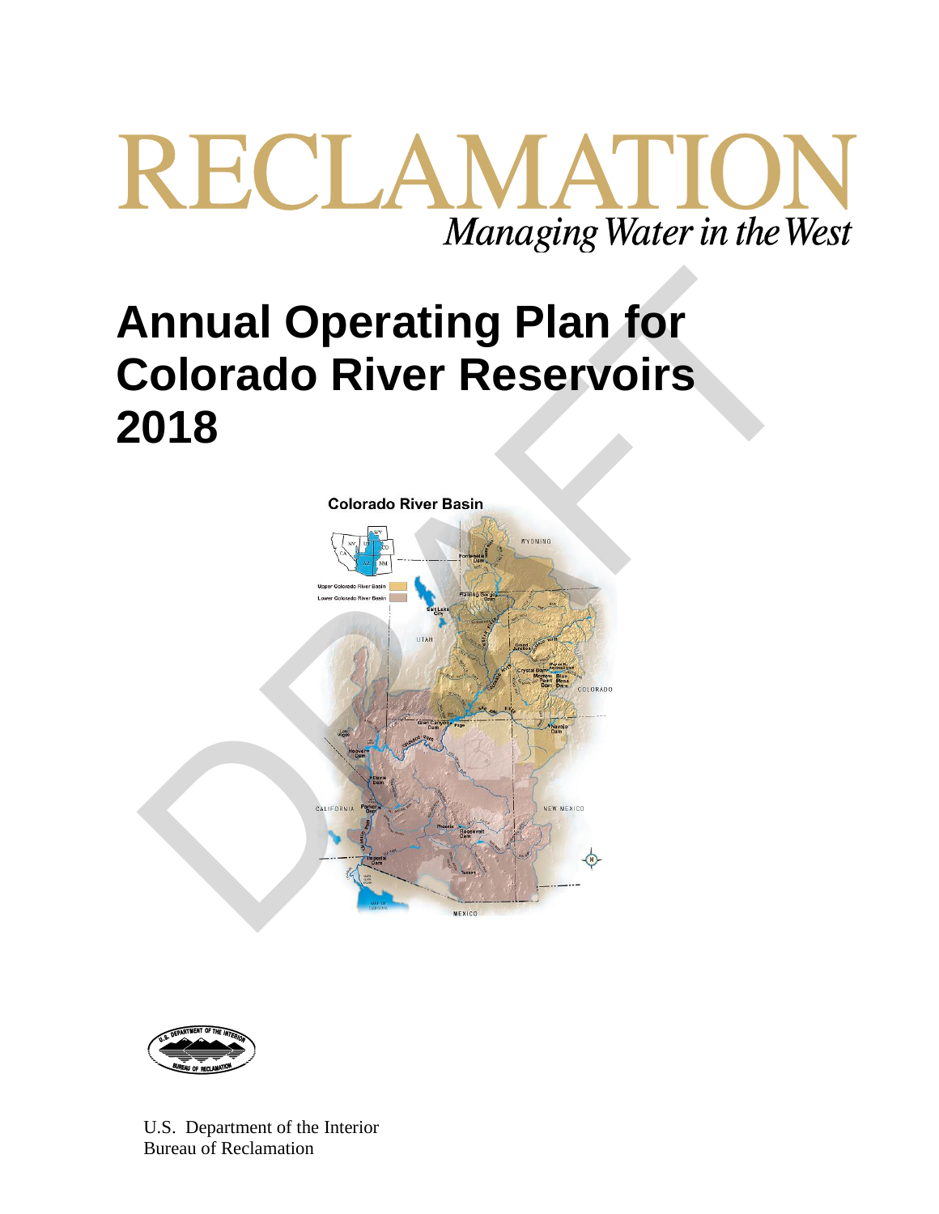RECLAMATION

*Managing Water in the West*

# Annual Operating Plan for Colorado River Reservoirs 2018

DRAFT

U.S. Department of the Interior
Bureau of Reclamation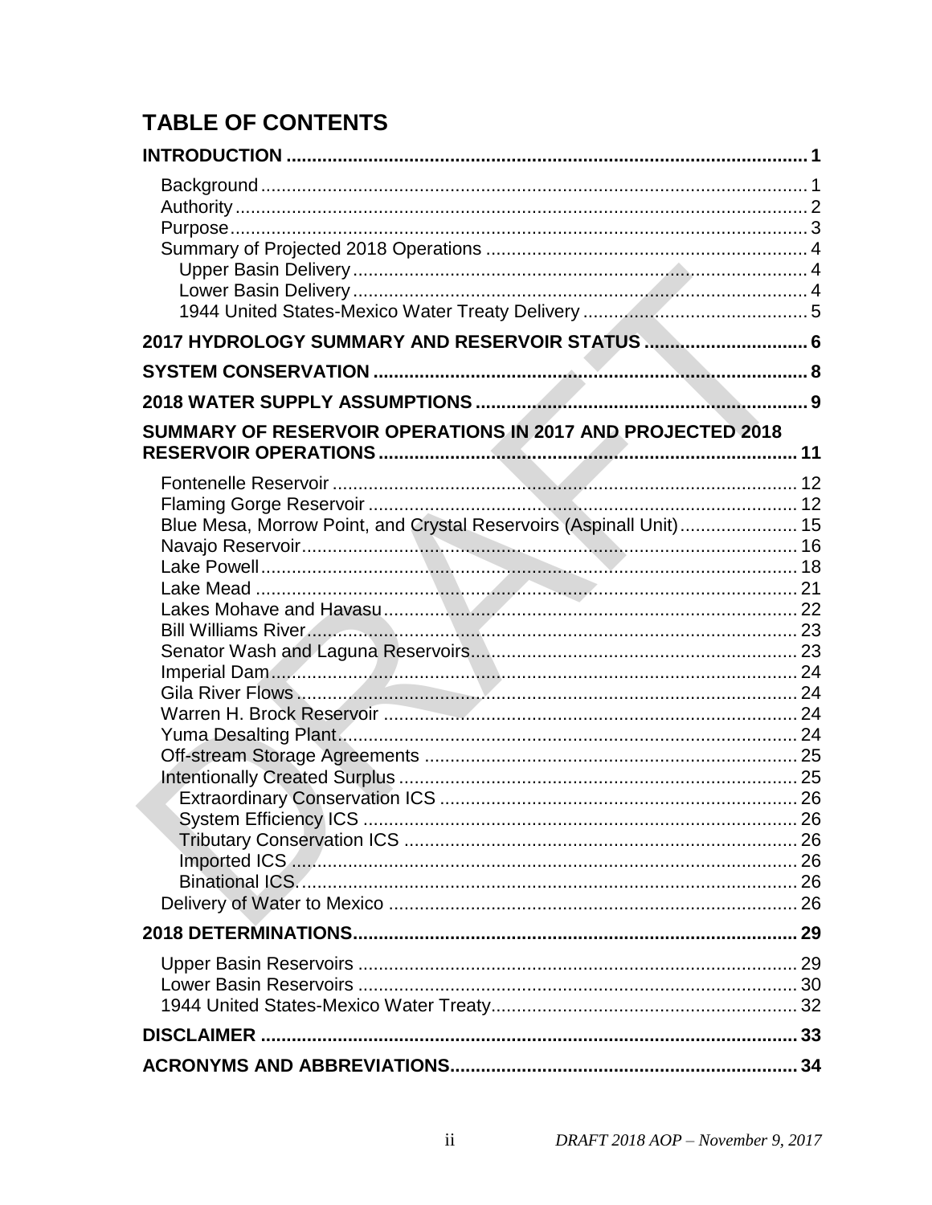# TABLE OF CONTENTS

**INTRODUCTION** ..... 1

- Background ..... 1
- Authority ..... 2
- Purpose ..... 3
- Summary of Projected 2018 Operations ..... 4
  - Upper Basin Delivery ..... 4
  - Lower Basin Delivery ..... 4
  - 1944 United States-Mexico Water Treaty Delivery ..... 5

**2017 HYDROLOGY SUMMARY AND RESERVOIR STATUS** ..... 6

**SYSTEM CONSERVATION** ..... 8

**2018 WATER SUPPLY ASSUMPTIONS** ..... 9

**SUMMARY OF RESERVOIR OPERATIONS IN 2017 AND PROJECTED 2018 RESERVOIR OPERATIONS** ..... 11

- Fontenelle Reservoir ..... 12
- Flaming Gorge Reservoir ..... 12
- Blue Mesa, Morrow Point, and Crystal Reservoirs (Aspinall Unit) ..... 15
- Navajo Reservoir ..... 16
- Lake Powell ..... 18
- Lake Mead ..... 21
- Lakes Mohave and Havasu ..... 22
- Bill Williams River ..... 23
- Senator Wash and Laguna Reservoirs ..... 23
- Imperial Dam ..... 24
- Gila River Flows ..... 24
- Warren H. Brock Reservoir ..... 24
- Yuma Desalting Plant ..... 24
- Off-stream Storage Agreements ..... 25
- Intentionally Created Surplus ..... 25
  - Extraordinary Conservation ICS ..... 26
  - System Efficiency ICS ..... 26
  - Tributary Conservation ICS ..... 26
  - Imported ICS ..... 26
  - Binational ICS ..... 26
- Delivery of Water to Mexico ..... 26

**2018 DETERMINATIONS** ..... 29

- Upper Basin Reservoirs ..... 29
- Lower Basin Reservoirs ..... 30
- 1944 United States-Mexico Water Treaty ..... 32

**DISCLAIMER** ..... 33

**ACRONYMS AND ABBREVIATIONS** ..... 34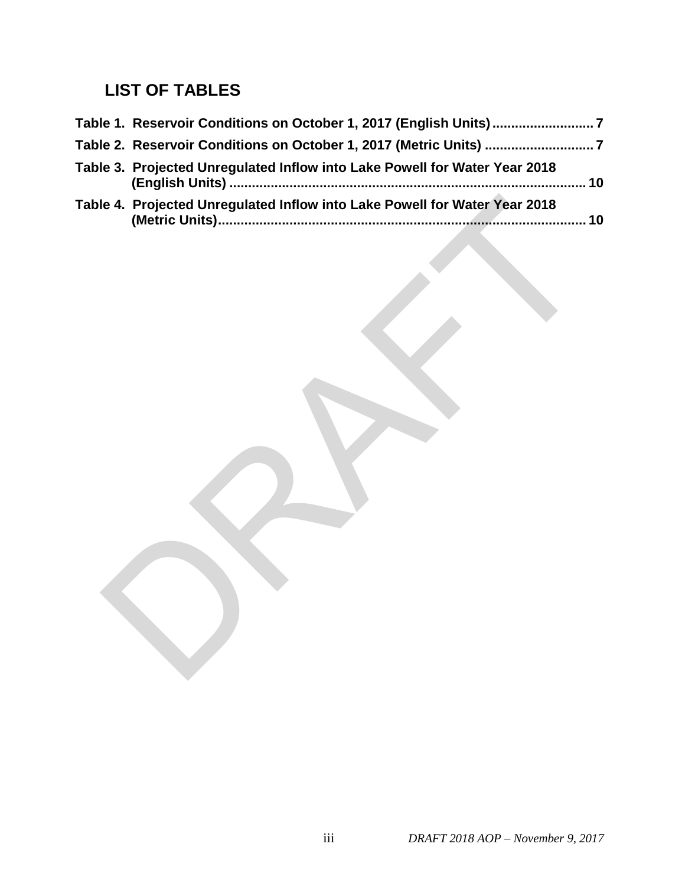# LIST OF TABLES

**Table 1. Reservoir Conditions on October 1, 2017 (English Units)........................... 7**

**Table 2. Reservoir Conditions on October 1, 2017 (Metric Units) ............................. 7**

**Table 3. Projected Unregulated Inflow into Lake Powell for Water Year 2018 (English Units) ............................................................................................. 10**

**Table 4. Projected Unregulated Inflow into Lake Powell for Water Year 2018 (Metric Units)................................................................................................. 10**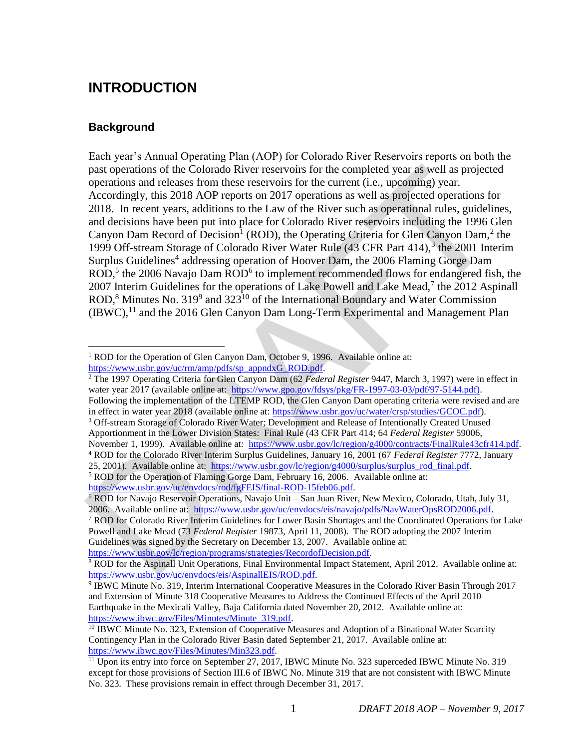# INTRODUCTION

## Background

Each year's Annual Operating Plan (AOP) for Colorado River Reservoirs reports on both the past operations of the Colorado River reservoirs for the completed year as well as projected operations and releases from these reservoirs for the current (i.e., upcoming) year. Accordingly, this 2018 AOP reports on 2017 operations as well as projected operations for 2018. In recent years, additions to the Law of the River such as operational rules, guidelines, and decisions have been put into place for Colorado River reservoirs including the 1996 Glen Canyon Dam Record of Decision[1] (ROD), the Operating Criteria for Glen Canyon Dam,[2] the 1999 Off-stream Storage of Colorado River Water Rule (43 CFR Part 414),[3] the 2001 Interim Surplus Guidelines[4] addressing operation of Hoover Dam, the 2006 Flaming Gorge Dam ROD,[5] the 2006 Navajo Dam ROD[6] to implement recommended flows for endangered fish, the 2007 Interim Guidelines for the operations of Lake Powell and Lake Mead,[7] the 2012 Aspinall ROD,[8] Minutes No. 319[9] and 323[10] of the International Boundary and Water Commission (IBWC),[11] and the 2016 Glen Canyon Dam Long-Term Experimental and Management Plan

---

[1] ROD for the Operation of Glen Canyon Dam, October 9, 1996. Available online at: https://www.usbr.gov/uc/rm/amp/pdfs/sp_appndxG_ROD.pdf.

[2] The 1997 Operating Criteria for Glen Canyon Dam (62 *Federal Register* 9447, March 3, 1997) were in effect in water year 2017 (available online at: https://www.gpo.gov/fdsys/pkg/FR-1997-03-03/pdf/97-5144.pdf). Following the implementation of the LTEMP ROD, the Glen Canyon Dam operating criteria were revised and are in effect in water year 2018 (available online at: https://www.usbr.gov/uc/water/crsp/studies/GCOC.pdf).

[3] Off-stream Storage of Colorado River Water; Development and Release of Intentionally Created Unused Apportionment in the Lower Division States: Final Rule (43 CFR Part 414; 64 *Federal Register* 59006, November 1, 1999). Available online at: https://www.usbr.gov/lc/region/g4000/contracts/FinalRule43cfr414.pdf.

[4] ROD for the Colorado River Interim Surplus Guidelines, January 16, 2001 (67 *Federal Register* 7772, January 25, 2001). Available online at: https://www.usbr.gov/lc/region/g4000/surplus/surplus_rod_final.pdf.

[5] ROD for the Operation of Flaming Gorge Dam, February 16, 2006. Available online at: https://www.usbr.gov/uc/envdocs/rod/fgFEIS/final-ROD-15feb06.pdf.

[6] ROD for Navajo Reservoir Operations, Navajo Unit – San Juan River, New Mexico, Colorado, Utah, July 31, 2006. Available online at: https://www.usbr.gov/uc/envdocs/eis/navajo/pdfs/NavWaterOpsROD2006.pdf.

[7] ROD for Colorado River Interim Guidelines for Lower Basin Shortages and the Coordinated Operations for Lake Powell and Lake Mead (73 *Federal Register* 19873, April 11, 2008). The ROD adopting the 2007 Interim Guidelines was signed by the Secretary on December 13, 2007. Available online at: https://www.usbr.gov/lc/region/programs/strategies/RecordofDecision.pdf.

[8] ROD for the Aspinall Unit Operations, Final Environmental Impact Statement, April 2012. Available online at: https://www.usbr.gov/uc/envdocs/eis/AspinallEIS/ROD.pdf.

[9] IBWC Minute No. 319, Interim International Cooperative Measures in the Colorado River Basin Through 2017 and Extension of Minute 318 Cooperative Measures to Address the Continued Effects of the April 2010 Earthquake in the Mexicali Valley, Baja California dated November 20, 2012. Available online at: https://www.ibwc.gov/Files/Minutes/Minute_319.pdf.

[10] IBWC Minute No. 323, Extension of Cooperative Measures and Adoption of a Binational Water Scarcity Contingency Plan in the Colorado River Basin dated September 21, 2017. Available online at: https://www.ibwc.gov/Files/Minutes/Min323.pdf.

[11] Upon its entry into force on September 27, 2017, IBWC Minute No. 323 superceded IBWC Minute No. 319 except for those provisions of Section III.6 of IBWC No. Minute 319 that are not consistent with IBWC Minute No. 323. These provisions remain in effect through December 31, 2017.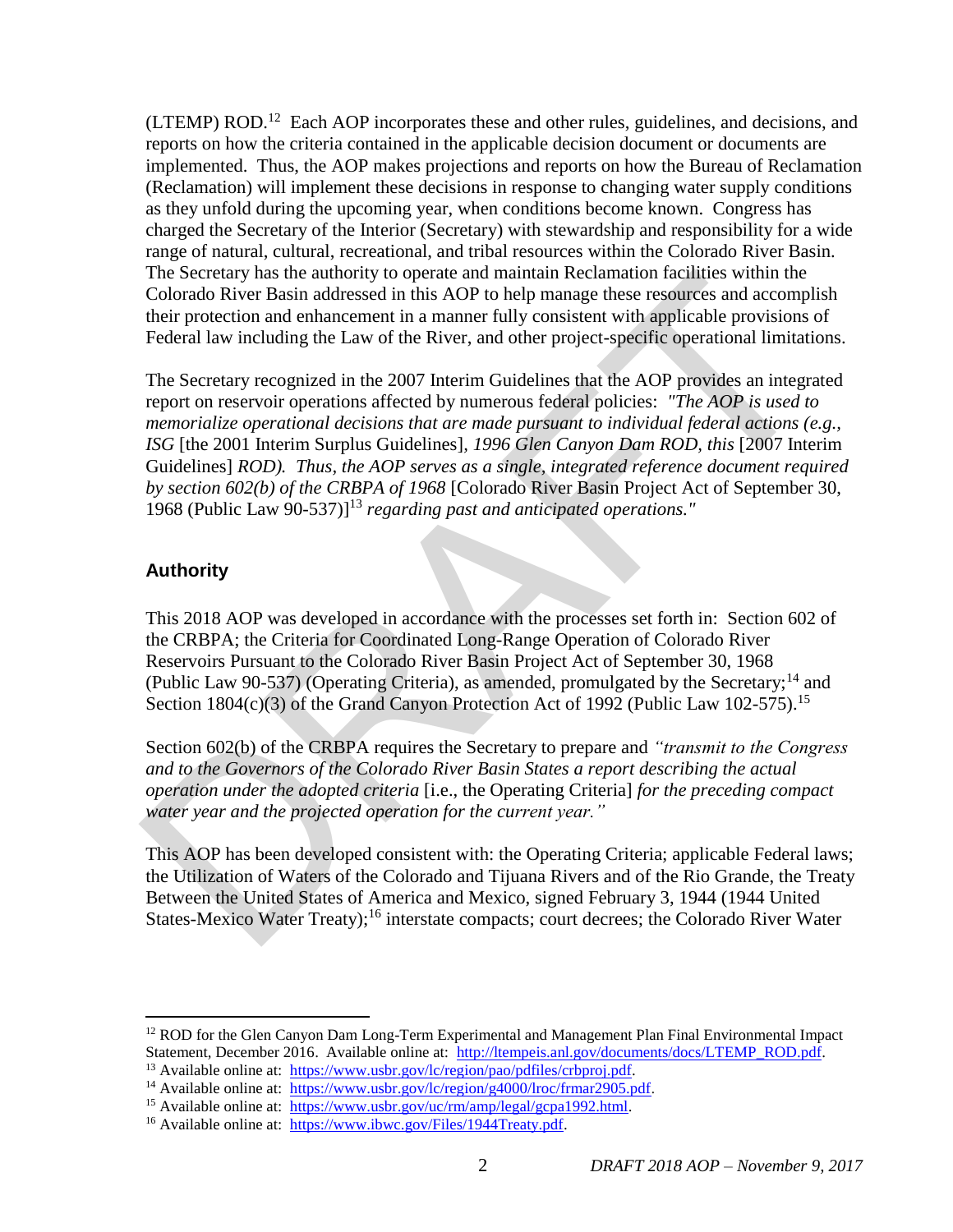(LTEMP) ROD.[12] Each AOP incorporates these and other rules, guidelines, and decisions, and reports on how the criteria contained in the applicable decision document or documents are implemented. Thus, the AOP makes projections and reports on how the Bureau of Reclamation (Reclamation) will implement these decisions in response to changing water supply conditions as they unfold during the upcoming year, when conditions become known. Congress has charged the Secretary of the Interior (Secretary) with stewardship and responsibility for a wide range of natural, cultural, recreational, and tribal resources within the Colorado River Basin. The Secretary has the authority to operate and maintain Reclamation facilities within the Colorado River Basin addressed in this AOP to help manage these resources and accomplish their protection and enhancement in a manner fully consistent with applicable provisions of Federal law including the Law of the River, and other project-specific operational limitations.

The Secretary recognized in the 2007 Interim Guidelines that the AOP provides an integrated report on reservoir operations affected by numerous federal policies: *"The AOP is used to memorialize operational decisions that are made pursuant to individual federal actions (e.g., ISG* [the 2001 Interim Surplus Guidelines]*, 1996 Glen Canyon Dam ROD, this* [2007 Interim Guidelines] *ROD). Thus, the AOP serves as a single, integrated reference document required by section 602(b) of the CRBPA of 1968* [Colorado River Basin Project Act of September 30, 1968 (Public Law 90-537)][13] *regarding past and anticipated operations."*

## Authority

This 2018 AOP was developed in accordance with the processes set forth in: Section 602 of the CRBPA; the Criteria for Coordinated Long-Range Operation of Colorado River Reservoirs Pursuant to the Colorado River Basin Project Act of September 30, 1968 (Public Law 90-537) (Operating Criteria), as amended, promulgated by the Secretary;[14] and Section 1804(c)(3) of the Grand Canyon Protection Act of 1992 (Public Law 102-575).[15]

Section 602(b) of the CRBPA requires the Secretary to prepare and *"transmit to the Congress and to the Governors of the Colorado River Basin States a report describing the actual operation under the adopted criteria* [i.e., the Operating Criteria] *for the preceding compact water year and the projected operation for the current year."*

This AOP has been developed consistent with: the Operating Criteria; applicable Federal laws; the Utilization of Waters of the Colorado and Tijuana Rivers and of the Rio Grande, the Treaty Between the United States of America and Mexico, signed February 3, 1944 (1944 United States-Mexico Water Treaty);[16] interstate compacts; court decrees; the Colorado River Water

---

[12] ROD for the Glen Canyon Dam Long-Term Experimental and Management Plan Final Environmental Impact Statement, December 2016. Available online at: http://ltempeis.anl.gov/documents/docs/LTEMP_ROD.pdf.

[13] Available online at: https://www.usbr.gov/lc/region/pao/pdfiles/crbproj.pdf.

[14] Available online at: https://www.usbr.gov/lc/region/g4000/lroc/frmar2905.pdf.

[15] Available online at: https://www.usbr.gov/uc/rm/amp/legal/gcpa1992.html.

[16] Available online at: https://www.ibwc.gov/Files/1944Treaty.pdf.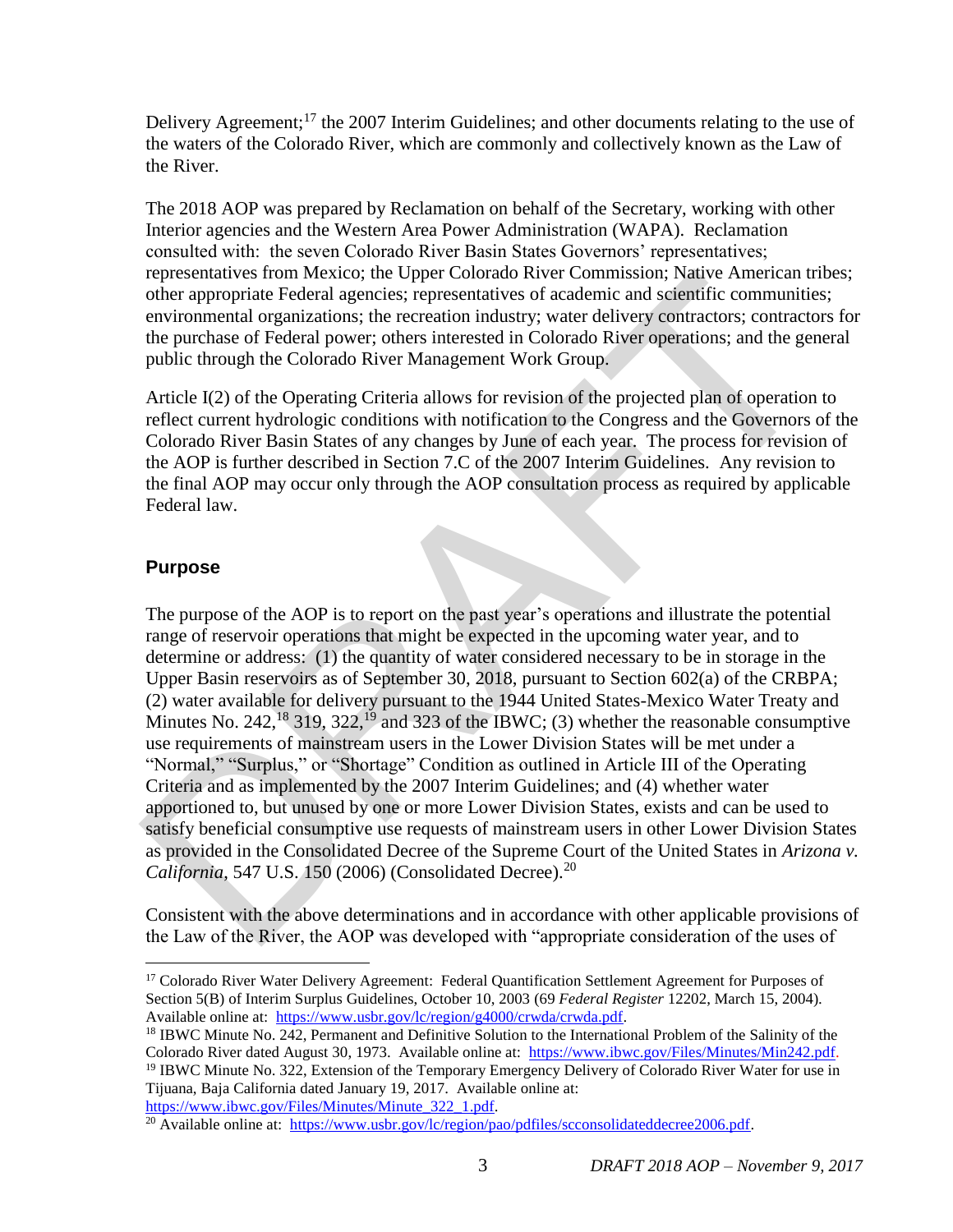Delivery Agreement;[17] the 2007 Interim Guidelines; and other documents relating to the use of the waters of the Colorado River, which are commonly and collectively known as the Law of the River.

The 2018 AOP was prepared by Reclamation on behalf of the Secretary, working with other Interior agencies and the Western Area Power Administration (WAPA). Reclamation consulted with: the seven Colorado River Basin States Governors' representatives; representatives from Mexico; the Upper Colorado River Commission; Native American tribes; other appropriate Federal agencies; representatives of academic and scientific communities; environmental organizations; the recreation industry; water delivery contractors; contractors for the purchase of Federal power; others interested in Colorado River operations; and the general public through the Colorado River Management Work Group.

Article I(2) of the Operating Criteria allows for revision of the projected plan of operation to reflect current hydrologic conditions with notification to the Congress and the Governors of the Colorado River Basin States of any changes by June of each year. The process for revision of the AOP is further described in Section 7.C of the 2007 Interim Guidelines. Any revision to the final AOP may occur only through the AOP consultation process as required by applicable Federal law.

## Purpose

The purpose of the AOP is to report on the past year's operations and illustrate the potential range of reservoir operations that might be expected in the upcoming water year, and to determine or address: (1) the quantity of water considered necessary to be in storage in the Upper Basin reservoirs as of September 30, 2018, pursuant to Section 602(a) of the CRBPA; (2) water available for delivery pursuant to the 1944 United States-Mexico Water Treaty and Minutes No. 242,[18] 319, 322,[19] and 323 of the IBWC; (3) whether the reasonable consumptive use requirements of mainstream users in the Lower Division States will be met under a "Normal," "Surplus," or "Shortage" Condition as outlined in Article III of the Operating Criteria and as implemented by the 2007 Interim Guidelines; and (4) whether water apportioned to, but unused by one or more Lower Division States, exists and can be used to satisfy beneficial consumptive use requests of mainstream users in other Lower Division States as provided in the Consolidated Decree of the Supreme Court of the United States in *Arizona v. California*, 547 U.S. 150 (2006) (Consolidated Decree).[20]

Consistent with the above determinations and in accordance with other applicable provisions of the Law of the River, the AOP was developed with "appropriate consideration of the uses of

---

[17] Colorado River Water Delivery Agreement: Federal Quantification Settlement Agreement for Purposes of Section 5(B) of Interim Surplus Guidelines, October 10, 2003 (69 *Federal Register* 12202, March 15, 2004). Available online at: https://www.usbr.gov/lc/region/g4000/crwda/crwda.pdf.

[18] IBWC Minute No. 242, Permanent and Definitive Solution to the International Problem of the Salinity of the Colorado River dated August 30, 1973. Available online at: https://www.ibwc.gov/Files/Minutes/Min242.pdf.

[19] IBWC Minute No. 322, Extension of the Temporary Emergency Delivery of Colorado River Water for use in Tijuana, Baja California dated January 19, 2017. Available online at: https://www.ibwc.gov/Files/Minutes/Minute_322_1.pdf.

[20] Available online at: https://www.usbr.gov/lc/region/pao/pdfiles/scconsolidateddecree2006.pdf.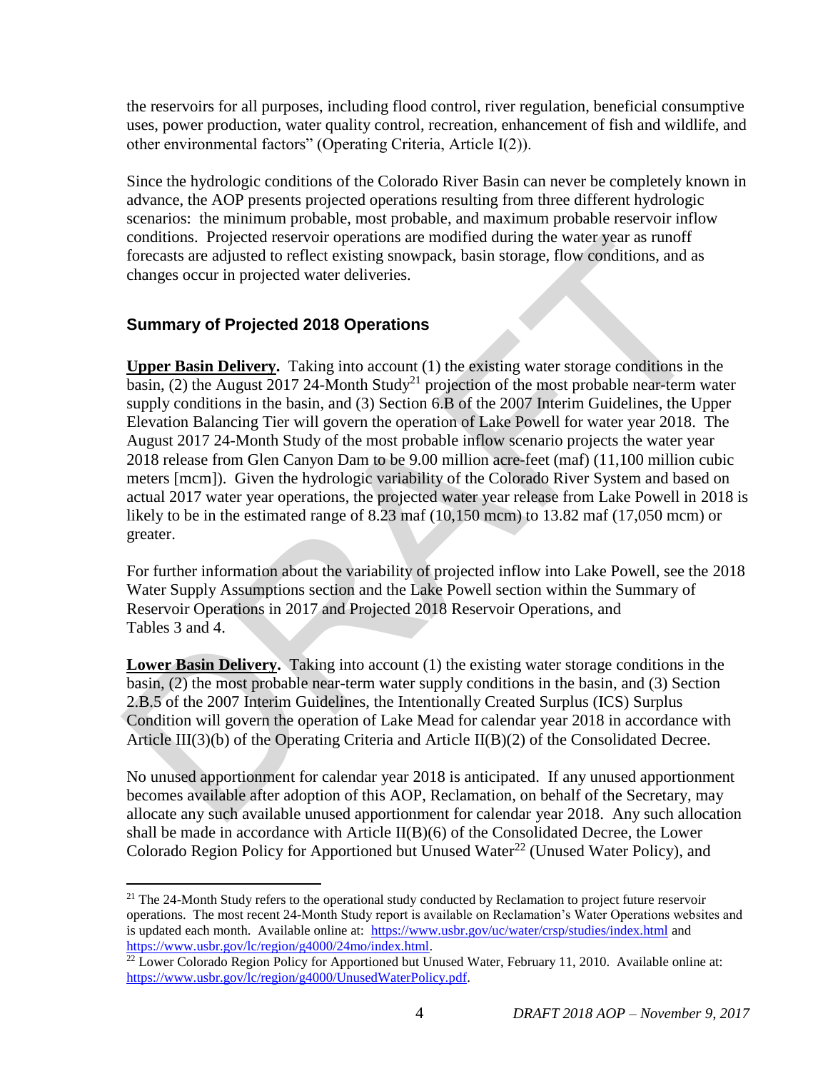the reservoirs for all purposes, including flood control, river regulation, beneficial consumptive uses, power production, water quality control, recreation, enhancement of fish and wildlife, and other environmental factors" (Operating Criteria, Article I(2)).

Since the hydrologic conditions of the Colorado River Basin can never be completely known in advance, the AOP presents projected operations resulting from three different hydrologic scenarios: the minimum probable, most probable, and maximum probable reservoir inflow conditions. Projected reservoir operations are modified during the water year as runoff forecasts are adjusted to reflect existing snowpack, basin storage, flow conditions, and as changes occur in projected water deliveries.

## Summary of Projected 2018 Operations

**Upper Basin Delivery.** Taking into account (1) the existing water storage conditions in the basin, (2) the August 2017 24-Month Study[21] projection of the most probable near-term water supply conditions in the basin, and (3) Section 6.B of the 2007 Interim Guidelines, the Upper Elevation Balancing Tier will govern the operation of Lake Powell for water year 2018. The August 2017 24-Month Study of the most probable inflow scenario projects the water year 2018 release from Glen Canyon Dam to be 9.00 million acre-feet (maf) (11,100 million cubic meters [mcm]). Given the hydrologic variability of the Colorado River System and based on actual 2017 water year operations, the projected water year release from Lake Powell in 2018 is likely to be in the estimated range of 8.23 maf (10,150 mcm) to 13.82 maf (17,050 mcm) or greater.

For further information about the variability of projected inflow into Lake Powell, see the 2018 Water Supply Assumptions section and the Lake Powell section within the Summary of Reservoir Operations in 2017 and Projected 2018 Reservoir Operations, and Tables 3 and 4.

**Lower Basin Delivery.** Taking into account (1) the existing water storage conditions in the basin, (2) the most probable near-term water supply conditions in the basin, and (3) Section 2.B.5 of the 2007 Interim Guidelines, the Intentionally Created Surplus (ICS) Surplus Condition will govern the operation of Lake Mead for calendar year 2018 in accordance with Article III(3)(b) of the Operating Criteria and Article II(B)(2) of the Consolidated Decree.

No unused apportionment for calendar year 2018 is anticipated. If any unused apportionment becomes available after adoption of this AOP, Reclamation, on behalf of the Secretary, may allocate any such available unused apportionment for calendar year 2018. Any such allocation shall be made in accordance with Article II(B)(6) of the Consolidated Decree, the Lower Colorado Region Policy for Apportioned but Unused Water[22] (Unused Water Policy), and

---

[21] The 24-Month Study refers to the operational study conducted by Reclamation to project future reservoir operations. The most recent 24-Month Study report is available on Reclamation's Water Operations websites and is updated each month. Available online at: https://www.usbr.gov/uc/water/crsp/studies/index.html and https://www.usbr.gov/lc/region/g4000/24mo/index.html.

[22] Lower Colorado Region Policy for Apportioned but Unused Water, February 11, 2010. Available online at: https://www.usbr.gov/lc/region/g4000/UnusedWaterPolicy.pdf.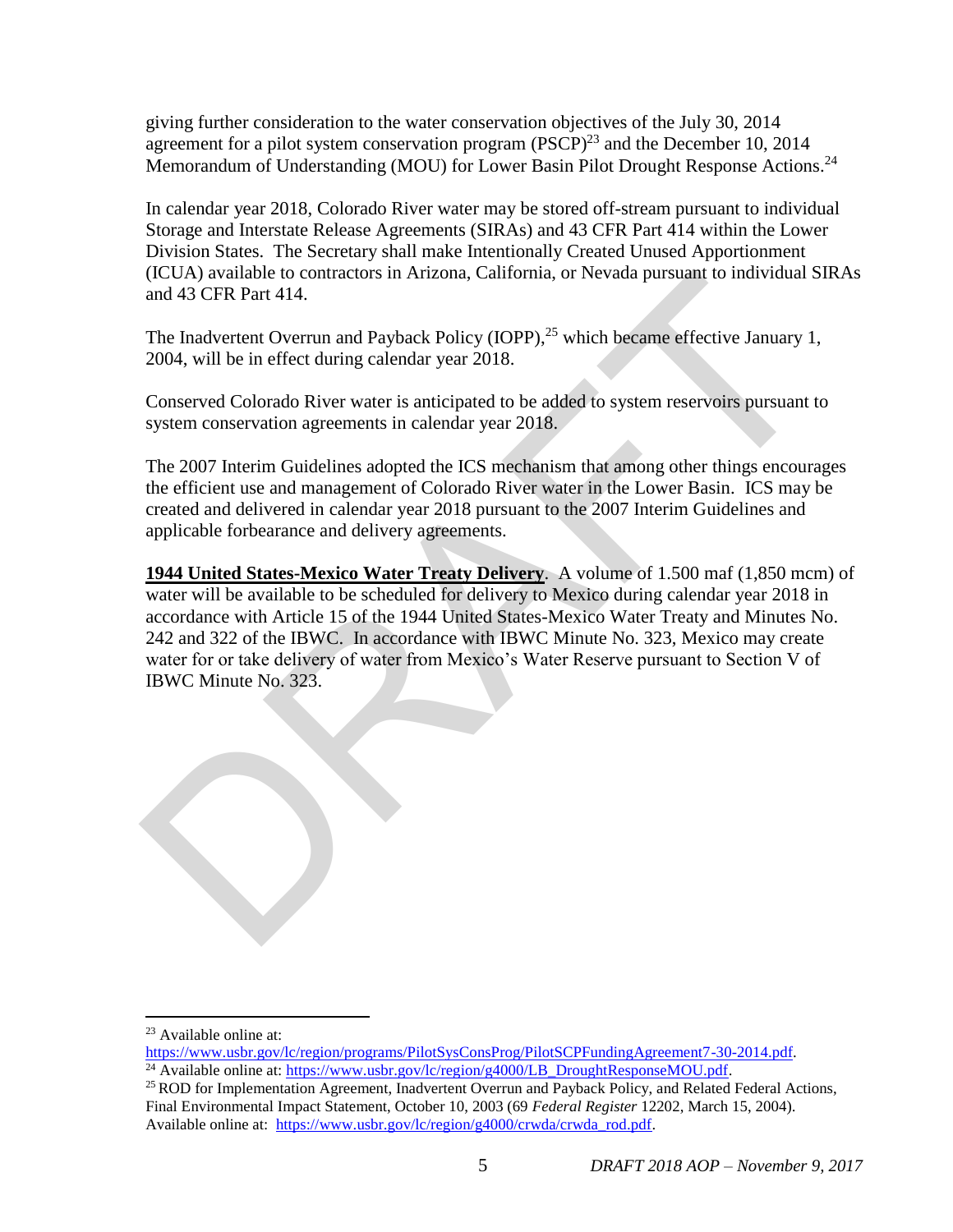giving further consideration to the water conservation objectives of the July 30, 2014 agreement for a pilot system conservation program (PSCP)[23] and the December 10, 2014 Memorandum of Understanding (MOU) for Lower Basin Pilot Drought Response Actions.[24]

In calendar year 2018, Colorado River water may be stored off-stream pursuant to individual Storage and Interstate Release Agreements (SIRAs) and 43 CFR Part 414 within the Lower Division States. The Secretary shall make Intentionally Created Unused Apportionment (ICUA) available to contractors in Arizona, California, or Nevada pursuant to individual SIRAs and 43 CFR Part 414.

The Inadvertent Overrun and Payback Policy (IOPP),[25] which became effective January 1, 2004, will be in effect during calendar year 2018.

Conserved Colorado River water is anticipated to be added to system reservoirs pursuant to system conservation agreements in calendar year 2018.

The 2007 Interim Guidelines adopted the ICS mechanism that among other things encourages the efficient use and management of Colorado River water in the Lower Basin. ICS may be created and delivered in calendar year 2018 pursuant to the 2007 Interim Guidelines and applicable forbearance and delivery agreements.

**1944 United States-Mexico Water Treaty Delivery**. A volume of 1.500 maf (1,850 mcm) of water will be available to be scheduled for delivery to Mexico during calendar year 2018 in accordance with Article 15 of the 1944 United States-Mexico Water Treaty and Minutes No. 242 and 322 of the IBWC. In accordance with IBWC Minute No. 323, Mexico may create water for or take delivery of water from Mexico's Water Reserve pursuant to Section V of IBWC Minute No. 323.

---

[23] Available online at: https://www.usbr.gov/lc/region/programs/PilotSysConsProg/PilotSCPFundingAgreement7-30-2014.pdf.

[24] Available online at: https://www.usbr.gov/lc/region/g4000/LB_DroughtResponseMOU.pdf.

[25] ROD for Implementation Agreement, Inadvertent Overrun and Payback Policy, and Related Federal Actions, Final Environmental Impact Statement, October 10, 2003 (69 *Federal Register* 12202, March 15, 2004). Available online at: https://www.usbr.gov/lc/region/g4000/crwda/crwda_rod.pdf.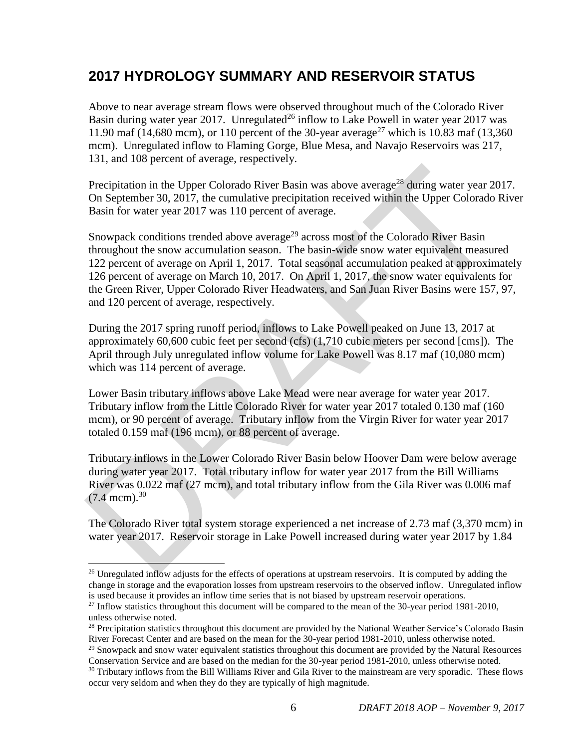## 2017 HYDROLOGY SUMMARY AND RESERVOIR STATUS

Above to near average stream flows were observed throughout much of the Colorado River Basin during water year 2017. Unregulated[26] inflow to Lake Powell in water year 2017 was 11.90 maf (14,680 mcm), or 110 percent of the 30-year average[27] which is 10.83 maf (13,360 mcm). Unregulated inflow to Flaming Gorge, Blue Mesa, and Navajo Reservoirs was 217, 131, and 108 percent of average, respectively.

Precipitation in the Upper Colorado River Basin was above average[28] during water year 2017. On September 30, 2017, the cumulative precipitation received within the Upper Colorado River Basin for water year 2017 was 110 percent of average.

Snowpack conditions trended above average[29] across most of the Colorado River Basin throughout the snow accumulation season. The basin-wide snow water equivalent measured 122 percent of average on April 1, 2017. Total seasonal accumulation peaked at approximately 126 percent of average on March 10, 2017. On April 1, 2017, the snow water equivalents for the Green River, Upper Colorado River Headwaters, and San Juan River Basins were 157, 97, and 120 percent of average, respectively.

During the 2017 spring runoff period, inflows to Lake Powell peaked on June 13, 2017 at approximately 60,600 cubic feet per second (cfs) (1,710 cubic meters per second [cms]). The April through July unregulated inflow volume for Lake Powell was 8.17 maf (10,080 mcm) which was 114 percent of average.

Lower Basin tributary inflows above Lake Mead were near average for water year 2017. Tributary inflow from the Little Colorado River for water year 2017 totaled 0.130 maf (160 mcm), or 90 percent of average. Tributary inflow from the Virgin River for water year 2017 totaled 0.159 maf (196 mcm), or 88 percent of average.

Tributary inflows in the Lower Colorado River Basin below Hoover Dam were below average during water year 2017. Total tributary inflow for water year 2017 from the Bill Williams River was 0.022 maf (27 mcm), and total tributary inflow from the Gila River was 0.006 maf (7.4 mcm).[30]

The Colorado River total system storage experienced a net increase of 2.73 maf (3,370 mcm) in water year 2017. Reservoir storage in Lake Powell increased during water year 2017 by 1.84

---

[26] Unregulated inflow adjusts for the effects of operations at upstream reservoirs. It is computed by adding the change in storage and the evaporation losses from upstream reservoirs to the observed inflow. Unregulated inflow is used because it provides an inflow time series that is not biased by upstream reservoir operations.

[27] Inflow statistics throughout this document will be compared to the mean of the 30-year period 1981-2010, unless otherwise noted.

[28] Precipitation statistics throughout this document are provided by the National Weather Service's Colorado Basin River Forecast Center and are based on the mean for the 30-year period 1981-2010, unless otherwise noted.

[29] Snowpack and snow water equivalent statistics throughout this document are provided by the Natural Resources Conservation Service and are based on the median for the 30-year period 1981-2010, unless otherwise noted.

[30] Tributary inflows from the Bill Williams River and Gila River to the mainstream are very sporadic. These flows occur very seldom and when they do they are typically of high magnitude.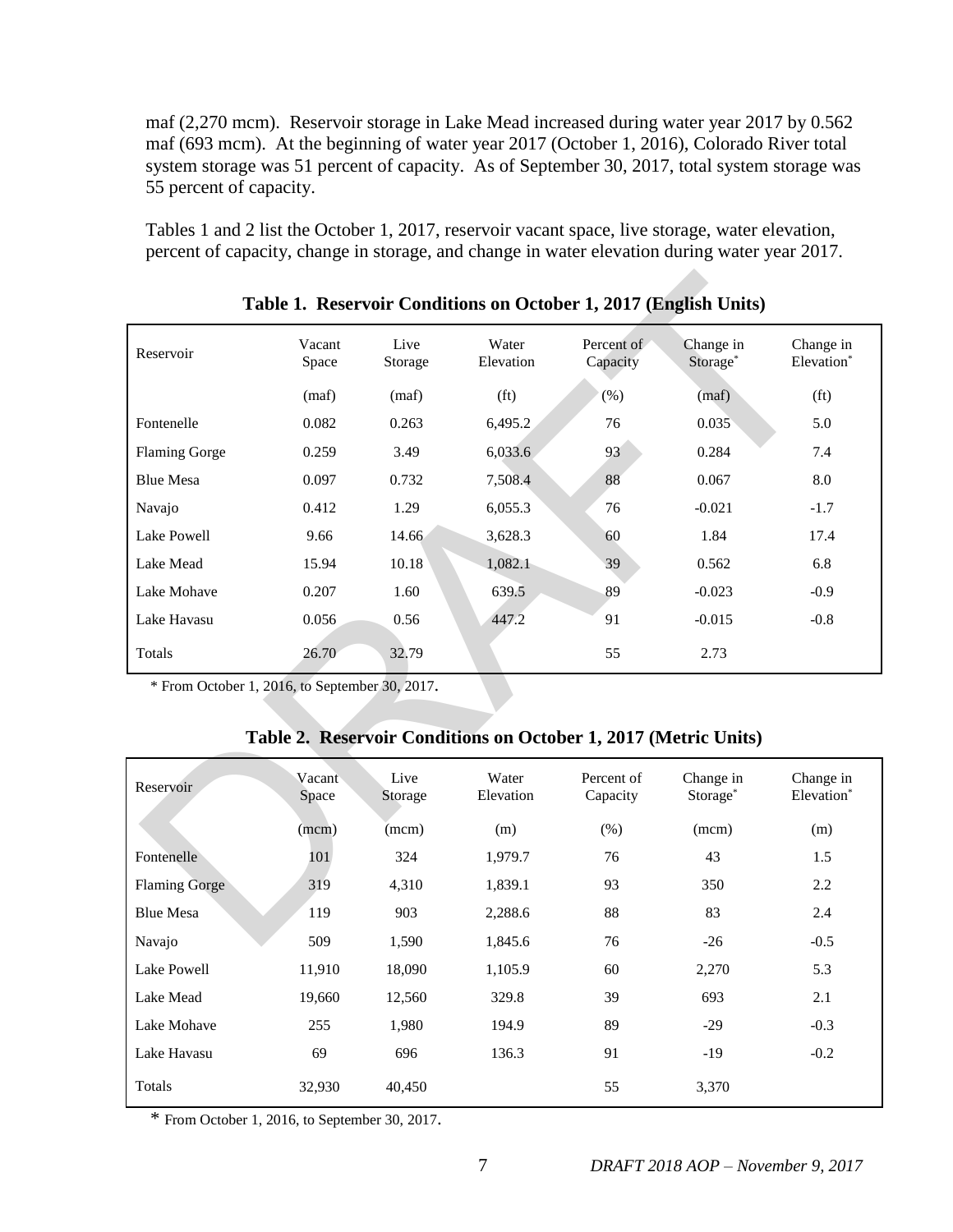maf (2,270 mcm). Reservoir storage in Lake Mead increased during water year 2017 by 0.562 maf (693 mcm). At the beginning of water year 2017 (October 1, 2016), Colorado River total system storage was 51 percent of capacity. As of September 30, 2017, total system storage was 55 percent of capacity.

Tables 1 and 2 list the October 1, 2017, reservoir vacant space, live storage, water elevation, percent of capacity, change in storage, and change in water elevation during water year 2017.

**Table 1. Reservoir Conditions on October 1, 2017 (English Units)**

| Reservoir | Vacant Space | Live Storage | Water Elevation | Percent of Capacity | Change in Storage* | Change in Elevation* |
|---|---|---|---|---|---|---|
| | (maf) | (maf) | (ft) | (%) | (maf) | (ft) |
| Fontenelle | 0.082 | 0.263 | 6,495.2 | 76 | 0.035 | 5.0 |
| Flaming Gorge | 0.259 | 3.49 | 6,033.6 | 93 | 0.284 | 7.4 |
| Blue Mesa | 0.097 | 0.732 | 7,508.4 | 88 | 0.067 | 8.0 |
| Navajo | 0.412 | 1.29 | 6,055.3 | 76 | -0.021 | -1.7 |
| Lake Powell | 9.66 | 14.66 | 3,628.3 | 60 | 1.84 | 17.4 |
| Lake Mead | 15.94 | 10.18 | 1,082.1 | 39 | 0.562 | 6.8 |
| Lake Mohave | 0.207 | 1.60 | 639.5 | 89 | -0.023 | -0.9 |
| Lake Havasu | 0.056 | 0.56 | 447.2 | 91 | -0.015 | -0.8 |
| Totals | 26.70 | 32.79 | | 55 | 2.73 | |

\* From October 1, 2016, to September 30, 2017.

**Table 2. Reservoir Conditions on October 1, 2017 (Metric Units)**

| Reservoir | Vacant Space | Live Storage | Water Elevation | Percent of Capacity | Change in Storage* | Change in Elevation* |
|---|---|---|---|---|---|---|
| | (mcm) | (mcm) | (m) | (%) | (mcm) | (m) |
| Fontenelle | 101 | 324 | 1,979.7 | 76 | 43 | 1.5 |
| Flaming Gorge | 319 | 4,310 | 1,839.1 | 93 | 350 | 2.2 |
| Blue Mesa | 119 | 903 | 2,288.6 | 88 | 83 | 2.4 |
| Navajo | 509 | 1,590 | 1,845.6 | 76 | -26 | -0.5 |
| Lake Powell | 11,910 | 18,090 | 1,105.9 | 60 | 2,270 | 5.3 |
| Lake Mead | 19,660 | 12,560 | 329.8 | 39 | 693 | 2.1 |
| Lake Mohave | 255 | 1,980 | 194.9 | 89 | -29 | -0.3 |
| Lake Havasu | 69 | 696 | 136.3 | 91 | -19 | -0.2 |
| Totals | 32,930 | 40,450 | | 55 | 3,370 | |

\* From October 1, 2016, to September 30, 2017.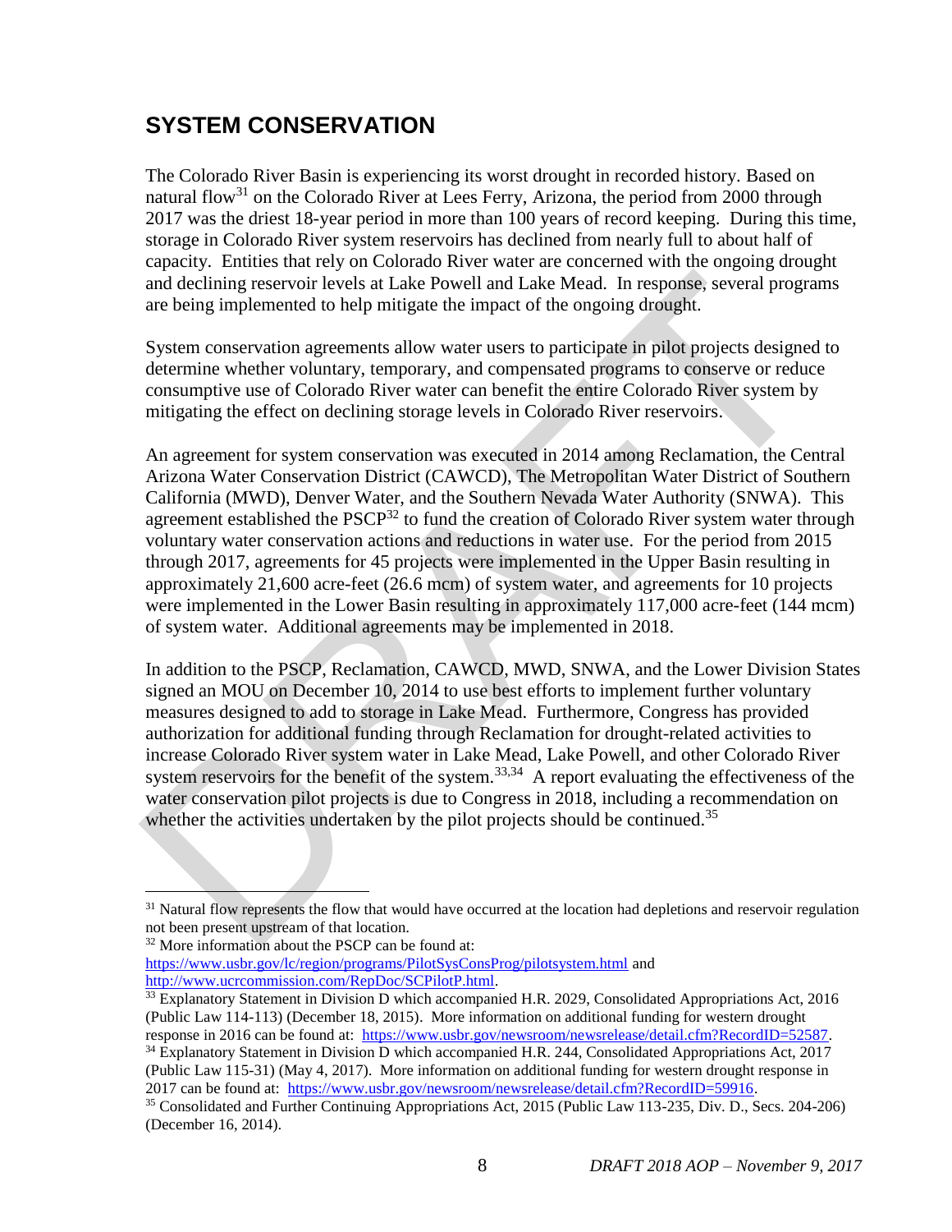## SYSTEM CONSERVATION

The Colorado River Basin is experiencing its worst drought in recorded history. Based on natural flow[31] on the Colorado River at Lees Ferry, Arizona, the period from 2000 through 2017 was the driest 18-year period in more than 100 years of record keeping. During this time, storage in Colorado River system reservoirs has declined from nearly full to about half of capacity. Entities that rely on Colorado River water are concerned with the ongoing drought and declining reservoir levels at Lake Powell and Lake Mead. In response, several programs are being implemented to help mitigate the impact of the ongoing drought.

System conservation agreements allow water users to participate in pilot projects designed to determine whether voluntary, temporary, and compensated programs to conserve or reduce consumptive use of Colorado River water can benefit the entire Colorado River system by mitigating the effect on declining storage levels in Colorado River reservoirs.

An agreement for system conservation was executed in 2014 among Reclamation, the Central Arizona Water Conservation District (CAWCD), The Metropolitan Water District of Southern California (MWD), Denver Water, and the Southern Nevada Water Authority (SNWA). This agreement established the PSCP[32] to fund the creation of Colorado River system water through voluntary water conservation actions and reductions in water use. For the period from 2015 through 2017, agreements for 45 projects were implemented in the Upper Basin resulting in approximately 21,600 acre-feet (26.6 mcm) of system water, and agreements for 10 projects were implemented in the Lower Basin resulting in approximately 117,000 acre-feet (144 mcm) of system water. Additional agreements may be implemented in 2018.

In addition to the PSCP, Reclamation, CAWCD, MWD, SNWA, and the Lower Division States signed an MOU on December 10, 2014 to use best efforts to implement further voluntary measures designed to add to storage in Lake Mead. Furthermore, Congress has provided authorization for additional funding through Reclamation for drought-related activities to increase Colorado River system water in Lake Mead, Lake Powell, and other Colorado River system reservoirs for the benefit of the system.[33,34] A report evaluating the effectiveness of the water conservation pilot projects is due to Congress in 2018, including a recommendation on whether the activities undertaken by the pilot projects should be continued.[35]

---

[31] Natural flow represents the flow that would have occurred at the location had depletions and reservoir regulation not been present upstream of that location.

[32] More information about the PSCP can be found at: https://www.usbr.gov/lc/region/programs/PilotSysConsProg/pilotsystem.html and http://www.ucrcommission.com/RepDoc/SCPilotP.html.

[33] Explanatory Statement in Division D which accompanied H.R. 2029, Consolidated Appropriations Act, 2016 (Public Law 114-113) (December 18, 2015). More information on additional funding for western drought response in 2016 can be found at: https://www.usbr.gov/newsroom/newsrelease/detail.cfm?RecordID=52587.

[34] Explanatory Statement in Division D which accompanied H.R. 244, Consolidated Appropriations Act, 2017 (Public Law 115-31) (May 4, 2017). More information on additional funding for western drought response in 2017 can be found at: https://www.usbr.gov/newsroom/newsrelease/detail.cfm?RecordID=59916.

[35] Consolidated and Further Continuing Appropriations Act, 2015 (Public Law 113-235, Div. D., Secs. 204-206) (December 16, 2014).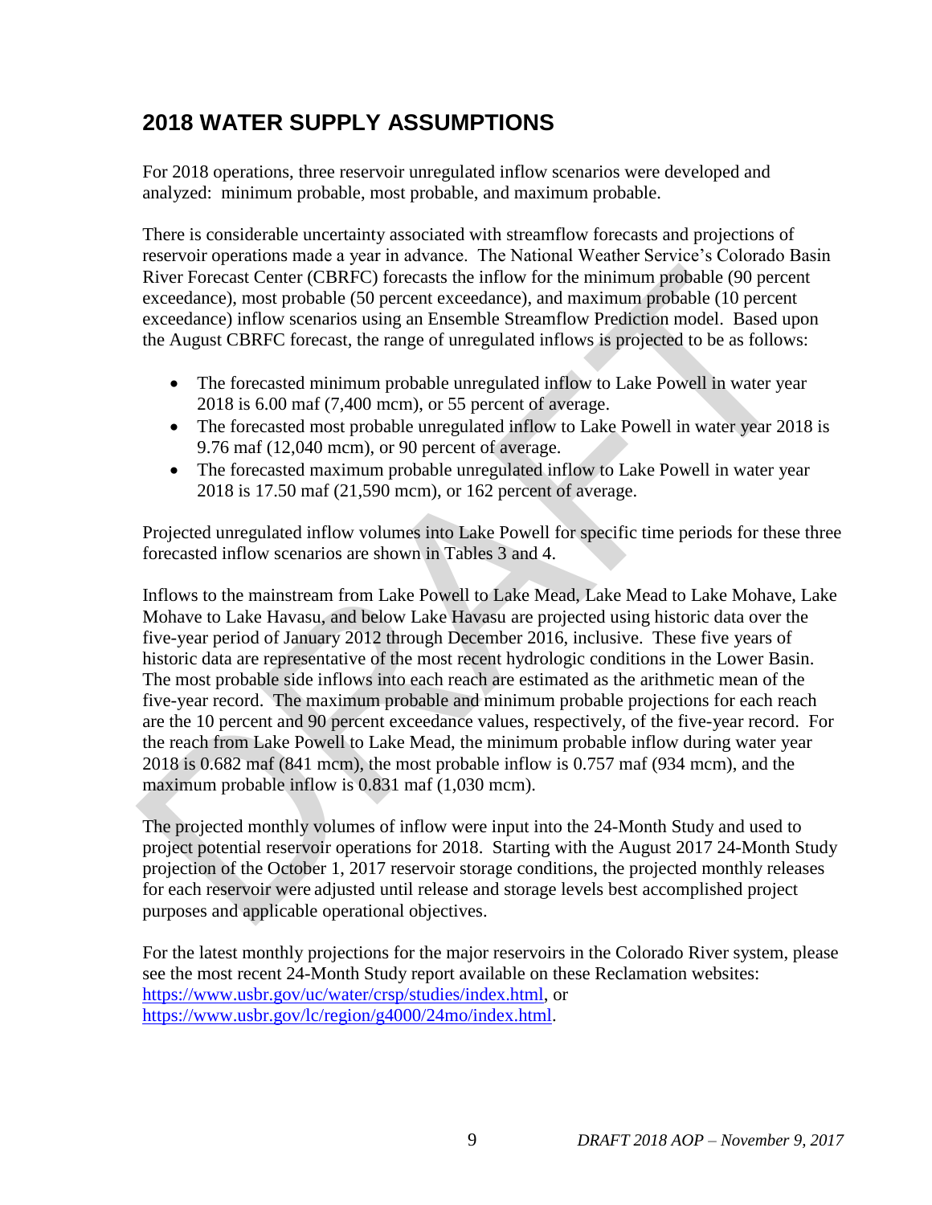# 2018 WATER SUPPLY ASSUMPTIONS

For 2018 operations, three reservoir unregulated inflow scenarios were developed and analyzed: minimum probable, most probable, and maximum probable.

There is considerable uncertainty associated with streamflow forecasts and projections of reservoir operations made a year in advance. The National Weather Service's Colorado Basin River Forecast Center (CBRFC) forecasts the inflow for the minimum probable (90 percent exceedance), most probable (50 percent exceedance), and maximum probable (10 percent exceedance) inflow scenarios using an Ensemble Streamflow Prediction model. Based upon the August CBRFC forecast, the range of unregulated inflows is projected to be as follows:

- The forecasted minimum probable unregulated inflow to Lake Powell in water year 2018 is 6.00 maf (7,400 mcm), or 55 percent of average.
- The forecasted most probable unregulated inflow to Lake Powell in water year 2018 is 9.76 maf (12,040 mcm), or 90 percent of average.
- The forecasted maximum probable unregulated inflow to Lake Powell in water year 2018 is 17.50 maf (21,590 mcm), or 162 percent of average.

Projected unregulated inflow volumes into Lake Powell for specific time periods for these three forecasted inflow scenarios are shown in Tables 3 and 4.

Inflows to the mainstream from Lake Powell to Lake Mead, Lake Mead to Lake Mohave, Lake Mohave to Lake Havasu, and below Lake Havasu are projected using historic data over the five-year period of January 2012 through December 2016, inclusive. These five years of historic data are representative of the most recent hydrologic conditions in the Lower Basin. The most probable side inflows into each reach are estimated as the arithmetic mean of the five-year record. The maximum probable and minimum probable projections for each reach are the 10 percent and 90 percent exceedance values, respectively, of the five-year record. For the reach from Lake Powell to Lake Mead, the minimum probable inflow during water year 2018 is 0.682 maf (841 mcm), the most probable inflow is 0.757 maf (934 mcm), and the maximum probable inflow is 0.831 maf (1,030 mcm).

The projected monthly volumes of inflow were input into the 24-Month Study and used to project potential reservoir operations for 2018. Starting with the August 2017 24-Month Study projection of the October 1, 2017 reservoir storage conditions, the projected monthly releases for each reservoir were adjusted until release and storage levels best accomplished project purposes and applicable operational objectives.

For the latest monthly projections for the major reservoirs in the Colorado River system, please see the most recent 24-Month Study report available on these Reclamation websites: https://www.usbr.gov/uc/water/crsp/studies/index.html, or https://www.usbr.gov/lc/region/g4000/24mo/index.html.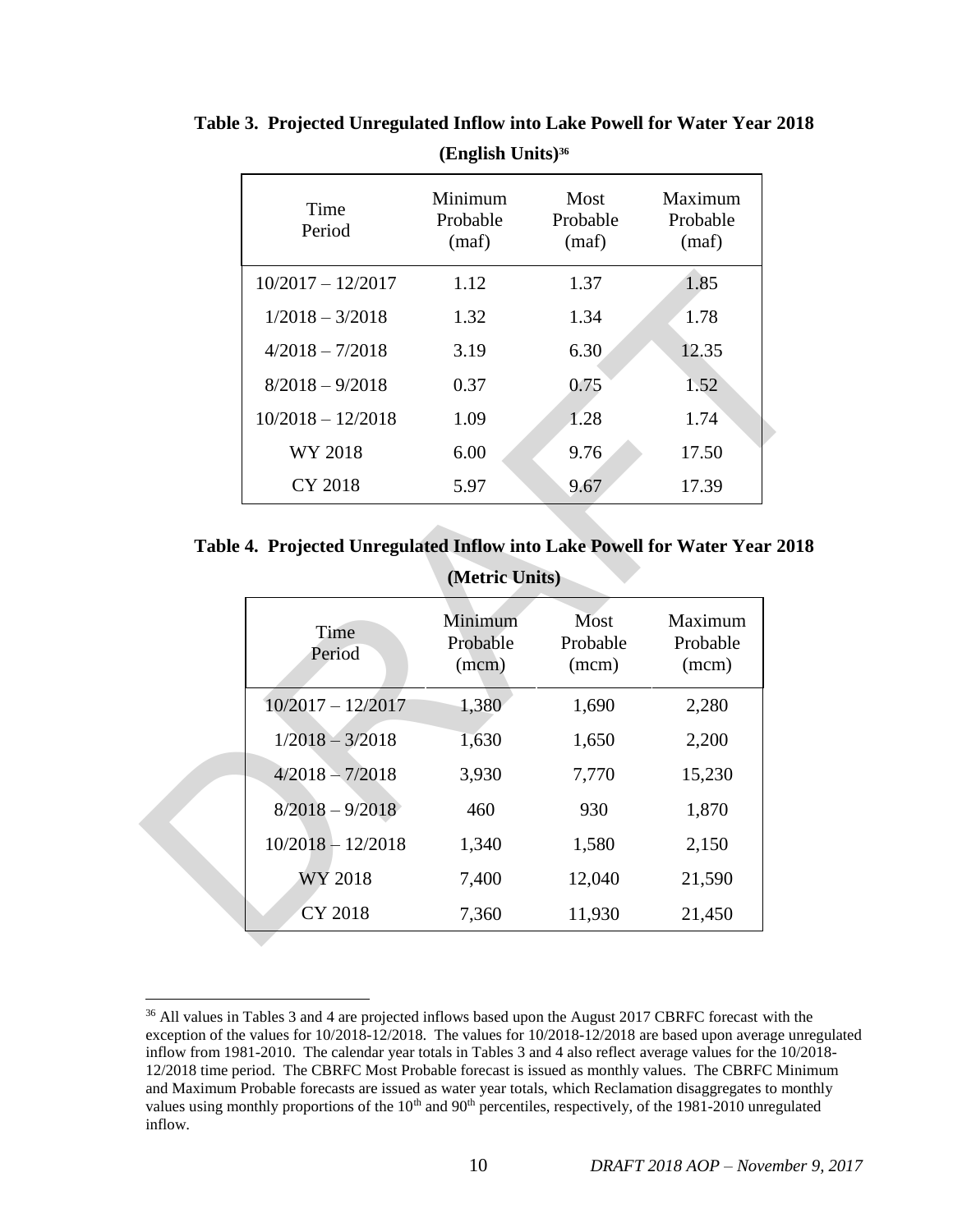**Table 3. Projected Unregulated Inflow into Lake Powell for Water Year 2018 (English Units)[36]**

| Time Period | Minimum Probable (maf) | Most Probable (maf) | Maximum Probable (maf) |
|---|---|---|---|
| 10/2017 – 12/2017 | 1.12 | 1.37 | 1.85 |
| 1/2018 – 3/2018 | 1.32 | 1.34 | 1.78 |
| 4/2018 – 7/2018 | 3.19 | 6.30 | 12.35 |
| 8/2018 – 9/2018 | 0.37 | 0.75 | 1.52 |
| 10/2018 – 12/2018 | 1.09 | 1.28 | 1.74 |
| WY 2018 | 6.00 | 9.76 | 17.50 |
| CY 2018 | 5.97 | 9.67 | 17.39 |

**Table 4. Projected Unregulated Inflow into Lake Powell for Water Year 2018 (Metric Units)**

| Time Period | Minimum Probable (mcm) | Most Probable (mcm) | Maximum Probable (mcm) |
|---|---|---|---|
| 10/2017 – 12/2017 | 1,380 | 1,690 | 2,280 |
| 1/2018 – 3/2018 | 1,630 | 1,650 | 2,200 |
| 4/2018 – 7/2018 | 3,930 | 7,770 | 15,230 |
| 8/2018 – 9/2018 | 460 | 930 | 1,870 |
| 10/2018 – 12/2018 | 1,340 | 1,580 | 2,150 |
| WY 2018 | 7,400 | 12,040 | 21,590 |
| CY 2018 | 7,360 | 11,930 | 21,450 |

[36] All values in Tables 3 and 4 are projected inflows based upon the August 2017 CBRFC forecast with the exception of the values for 10/2018-12/2018. The values for 10/2018-12/2018 are based upon average unregulated inflow from 1981-2010. The calendar year totals in Tables 3 and 4 also reflect average values for the 10/2018-12/2018 time period. The CBRFC Most Probable forecast is issued as monthly values. The CBRFC Minimum and Maximum Probable forecasts are issued as water year totals, which Reclamation disaggregates to monthly values using monthly proportions of the 10th and 90th percentiles, respectively, of the 1981-2010 unregulated inflow.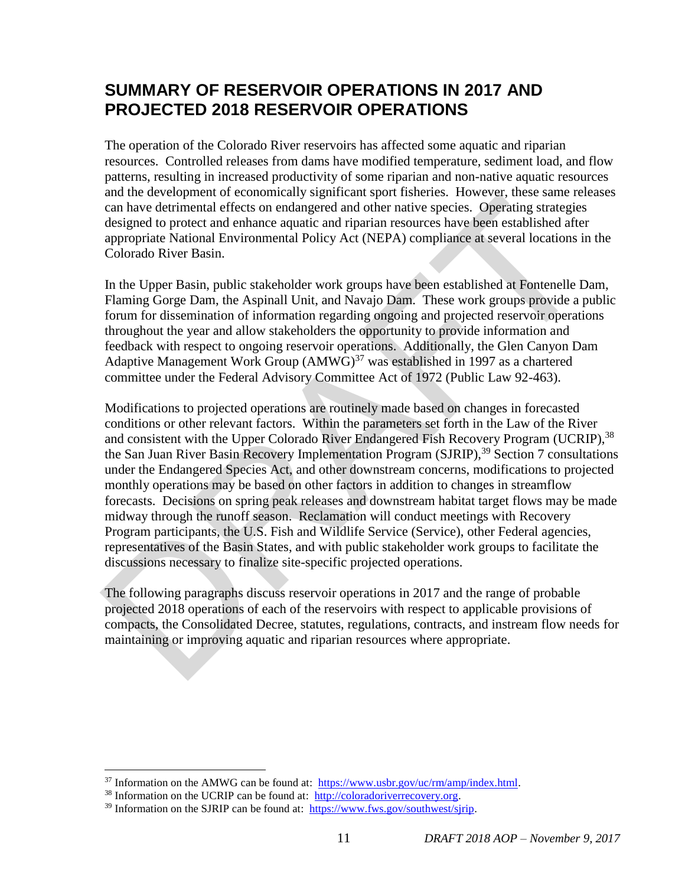## SUMMARY OF RESERVOIR OPERATIONS IN 2017 AND PROJECTED 2018 RESERVOIR OPERATIONS

The operation of the Colorado River reservoirs has affected some aquatic and riparian resources. Controlled releases from dams have modified temperature, sediment load, and flow patterns, resulting in increased productivity of some riparian and non-native aquatic resources and the development of economically significant sport fisheries. However, these same releases can have detrimental effects on endangered and other native species. Operating strategies designed to protect and enhance aquatic and riparian resources have been established after appropriate National Environmental Policy Act (NEPA) compliance at several locations in the Colorado River Basin.

In the Upper Basin, public stakeholder work groups have been established at Fontenelle Dam, Flaming Gorge Dam, the Aspinall Unit, and Navajo Dam. These work groups provide a public forum for dissemination of information regarding ongoing and projected reservoir operations throughout the year and allow stakeholders the opportunity to provide information and feedback with respect to ongoing reservoir operations. Additionally, the Glen Canyon Dam Adaptive Management Work Group (AMWG)[37] was established in 1997 as a chartered committee under the Federal Advisory Committee Act of 1972 (Public Law 92-463).

Modifications to projected operations are routinely made based on changes in forecasted conditions or other relevant factors. Within the parameters set forth in the Law of the River and consistent with the Upper Colorado River Endangered Fish Recovery Program (UCRIP),[38] the San Juan River Basin Recovery Implementation Program (SJRIP),[39] Section 7 consultations under the Endangered Species Act, and other downstream concerns, modifications to projected monthly operations may be based on other factors in addition to changes in streamflow forecasts. Decisions on spring peak releases and downstream habitat target flows may be made midway through the runoff season. Reclamation will conduct meetings with Recovery Program participants, the U.S. Fish and Wildlife Service (Service), other Federal agencies, representatives of the Basin States, and with public stakeholder work groups to facilitate the discussions necessary to finalize site-specific projected operations.

The following paragraphs discuss reservoir operations in 2017 and the range of probable projected 2018 operations of each of the reservoirs with respect to applicable provisions of compacts, the Consolidated Decree, statutes, regulations, contracts, and instream flow needs for maintaining or improving aquatic and riparian resources where appropriate.

---

[37] Information on the AMWG can be found at: https://www.usbr.gov/uc/rm/amp/index.html.

[38] Information on the UCRIP can be found at: http://coloradoriverrecovery.org.

[39] Information on the SJRIP can be found at: https://www.fws.gov/southwest/sjrip.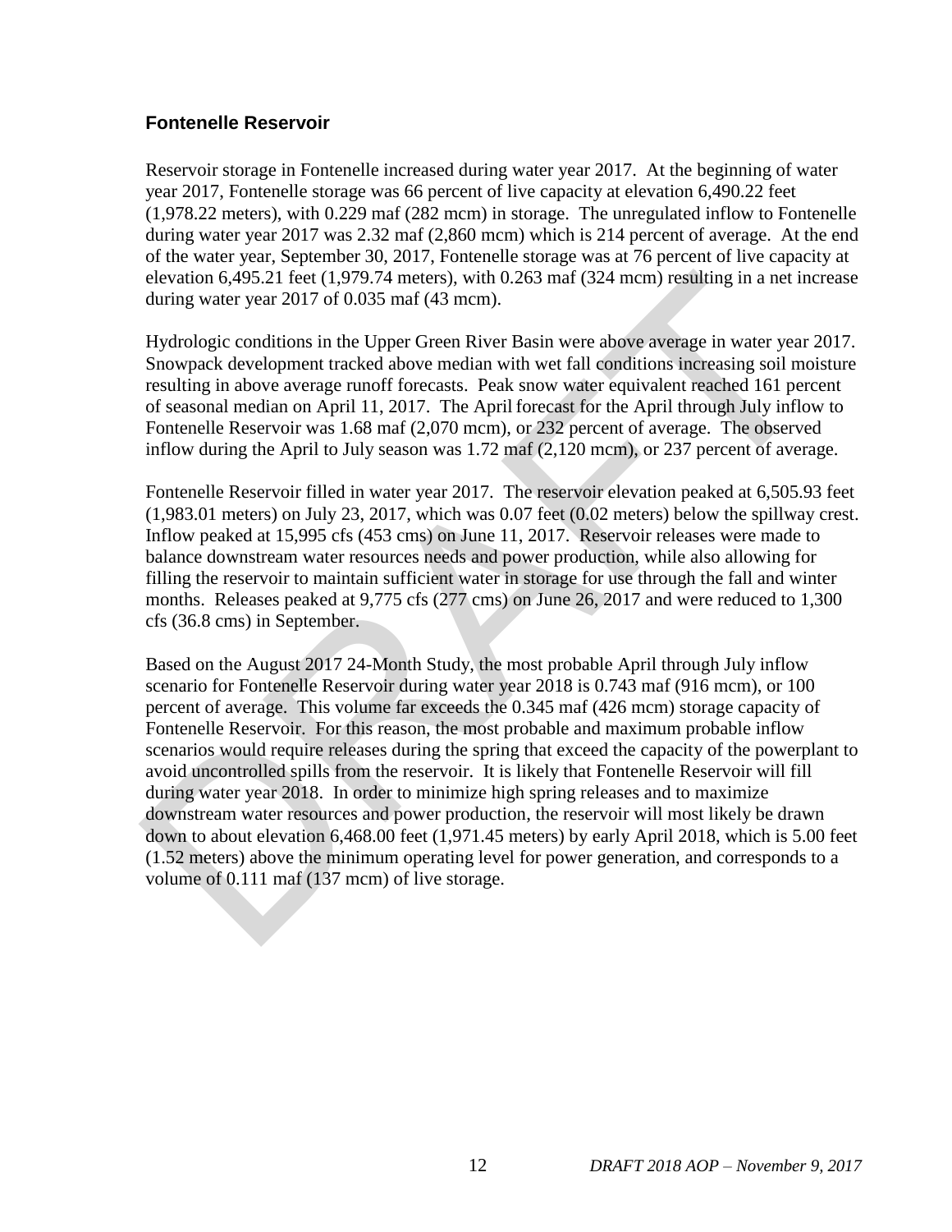## Fontenelle Reservoir

Reservoir storage in Fontenelle increased during water year 2017. At the beginning of water year 2017, Fontenelle storage was 66 percent of live capacity at elevation 6,490.22 feet (1,978.22 meters), with 0.229 maf (282 mcm) in storage. The unregulated inflow to Fontenelle during water year 2017 was 2.32 maf (2,860 mcm) which is 214 percent of average. At the end of the water year, September 30, 2017, Fontenelle storage was at 76 percent of live capacity at elevation 6,495.21 feet (1,979.74 meters), with 0.263 maf (324 mcm) resulting in a net increase during water year 2017 of 0.035 maf (43 mcm).

Hydrologic conditions in the Upper Green River Basin were above average in water year 2017. Snowpack development tracked above median with wet fall conditions increasing soil moisture resulting in above average runoff forecasts. Peak snow water equivalent reached 161 percent of seasonal median on April 11, 2017. The April forecast for the April through July inflow to Fontenelle Reservoir was 1.68 maf (2,070 mcm), or 232 percent of average. The observed inflow during the April to July season was 1.72 maf (2,120 mcm), or 237 percent of average.

Fontenelle Reservoir filled in water year 2017. The reservoir elevation peaked at 6,505.93 feet (1,983.01 meters) on July 23, 2017, which was 0.07 feet (0.02 meters) below the spillway crest. Inflow peaked at 15,995 cfs (453 cms) on June 11, 2017. Reservoir releases were made to balance downstream water resources needs and power production, while also allowing for filling the reservoir to maintain sufficient water in storage for use through the fall and winter months. Releases peaked at 9,775 cfs (277 cms) on June 26, 2017 and were reduced to 1,300 cfs (36.8 cms) in September.

Based on the August 2017 24-Month Study, the most probable April through July inflow scenario for Fontenelle Reservoir during water year 2018 is 0.743 maf (916 mcm), or 100 percent of average. This volume far exceeds the 0.345 maf (426 mcm) storage capacity of Fontenelle Reservoir. For this reason, the most probable and maximum probable inflow scenarios would require releases during the spring that exceed the capacity of the powerplant to avoid uncontrolled spills from the reservoir. It is likely that Fontenelle Reservoir will fill during water year 2018. In order to minimize high spring releases and to maximize downstream water resources and power production, the reservoir will most likely be drawn down to about elevation 6,468.00 feet (1,971.45 meters) by early April 2018, which is 5.00 feet (1.52 meters) above the minimum operating level for power generation, and corresponds to a volume of 0.111 maf (137 mcm) of live storage.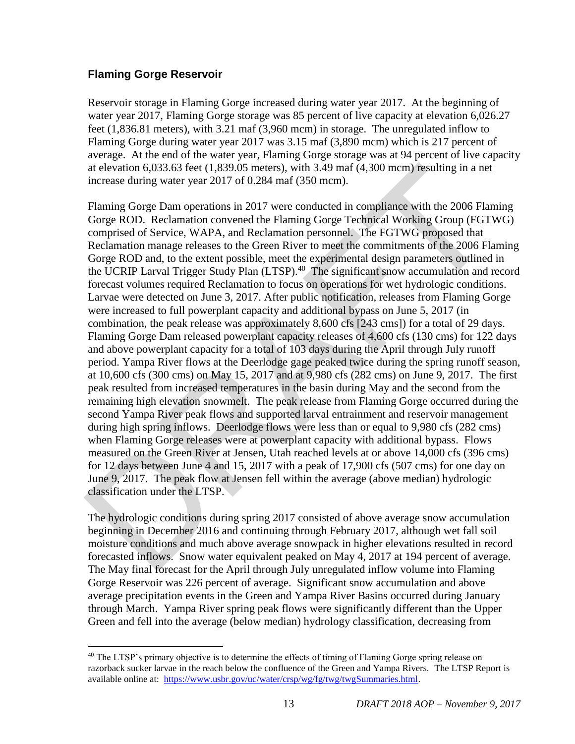### Flaming Gorge Reservoir

Reservoir storage in Flaming Gorge increased during water year 2017. At the beginning of water year 2017, Flaming Gorge storage was 85 percent of live capacity at elevation 6,026.27 feet (1,836.81 meters), with 3.21 maf (3,960 mcm) in storage. The unregulated inflow to Flaming Gorge during water year 2017 was 3.15 maf (3,890 mcm) which is 217 percent of average. At the end of the water year, Flaming Gorge storage was at 94 percent of live capacity at elevation 6,033.63 feet (1,839.05 meters), with 3.49 maf (4,300 mcm) resulting in a net increase during water year 2017 of 0.284 maf (350 mcm).

Flaming Gorge Dam operations in 2017 were conducted in compliance with the 2006 Flaming Gorge ROD. Reclamation convened the Flaming Gorge Technical Working Group (FGTWG) comprised of Service, WAPA, and Reclamation personnel. The FGTWG proposed that Reclamation manage releases to the Green River to meet the commitments of the 2006 Flaming Gorge ROD and, to the extent possible, meet the experimental design parameters outlined in the UCRIP Larval Trigger Study Plan (LTSP).[40] The significant snow accumulation and record forecast volumes required Reclamation to focus on operations for wet hydrologic conditions. Larvae were detected on June 3, 2017. After public notification, releases from Flaming Gorge were increased to full powerplant capacity and additional bypass on June 5, 2017 (in combination, the peak release was approximately 8,600 cfs [243 cms]) for a total of 29 days. Flaming Gorge Dam released powerplant capacity releases of 4,600 cfs (130 cms) for 122 days and above powerplant capacity for a total of 103 days during the April through July runoff period. Yampa River flows at the Deerlodge gage peaked twice during the spring runoff season, at 10,600 cfs (300 cms) on May 15, 2017 and at 9,980 cfs (282 cms) on June 9, 2017. The first peak resulted from increased temperatures in the basin during May and the second from the remaining high elevation snowmelt. The peak release from Flaming Gorge occurred during the second Yampa River peak flows and supported larval entrainment and reservoir management during high spring inflows. Deerlodge flows were less than or equal to 9,980 cfs (282 cms) when Flaming Gorge releases were at powerplant capacity with additional bypass. Flows measured on the Green River at Jensen, Utah reached levels at or above 14,000 cfs (396 cms) for 12 days between June 4 and 15, 2017 with a peak of 17,900 cfs (507 cms) for one day on June 9, 2017. The peak flow at Jensen fell within the average (above median) hydrologic classification under the LTSP.

The hydrologic conditions during spring 2017 consisted of above average snow accumulation beginning in December 2016 and continuing through February 2017, although wet fall soil moisture conditions and much above average snowpack in higher elevations resulted in record forecasted inflows. Snow water equivalent peaked on May 4, 2017 at 194 percent of average. The May final forecast for the April through July unregulated inflow volume into Flaming Gorge Reservoir was 226 percent of average. Significant snow accumulation and above average precipitation events in the Green and Yampa River Basins occurred during January through March. Yampa River spring peak flows were significantly different than the Upper Green and fell into the average (below median) hydrology classification, decreasing from

[40] The LTSP's primary objective is to determine the effects of timing of Flaming Gorge spring release on razorback sucker larvae in the reach below the confluence of the Green and Yampa Rivers. The LTSP Report is available online at: https://www.usbr.gov/uc/water/crsp/wg/fg/twg/twgSummaries.html.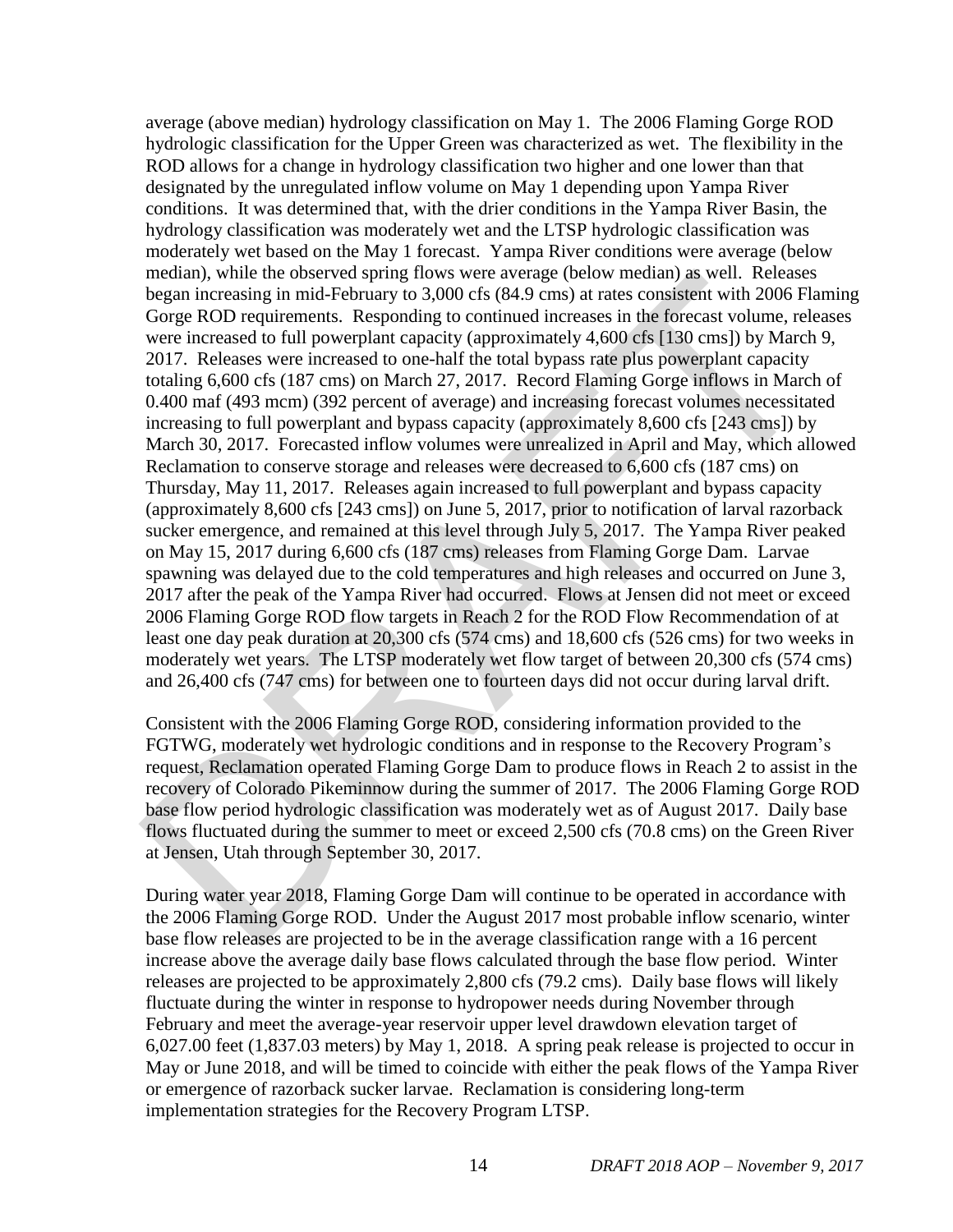average (above median) hydrology classification on May 1. The 2006 Flaming Gorge ROD hydrologic classification for the Upper Green was characterized as wet. The flexibility in the ROD allows for a change in hydrology classification two higher and one lower than that designated by the unregulated inflow volume on May 1 depending upon Yampa River conditions. It was determined that, with the drier conditions in the Yampa River Basin, the hydrology classification was moderately wet and the LTSP hydrologic classification was moderately wet based on the May 1 forecast. Yampa River conditions were average (below median), while the observed spring flows were average (below median) as well. Releases began increasing in mid-February to 3,000 cfs (84.9 cms) at rates consistent with 2006 Flaming Gorge ROD requirements. Responding to continued increases in the forecast volume, releases were increased to full powerplant capacity (approximately 4,600 cfs [130 cms]) by March 9, 2017. Releases were increased to one-half the total bypass rate plus powerplant capacity totaling 6,600 cfs (187 cms) on March 27, 2017. Record Flaming Gorge inflows in March of 0.400 maf (493 mcm) (392 percent of average) and increasing forecast volumes necessitated increasing to full powerplant and bypass capacity (approximately 8,600 cfs [243 cms]) by March 30, 2017. Forecasted inflow volumes were unrealized in April and May, which allowed Reclamation to conserve storage and releases were decreased to 6,600 cfs (187 cms) on Thursday, May 11, 2017. Releases again increased to full powerplant and bypass capacity (approximately 8,600 cfs [243 cms]) on June 5, 2017, prior to notification of larval razorback sucker emergence, and remained at this level through July 5, 2017. The Yampa River peaked on May 15, 2017 during 6,600 cfs (187 cms) releases from Flaming Gorge Dam. Larvae spawning was delayed due to the cold temperatures and high releases and occurred on June 3, 2017 after the peak of the Yampa River had occurred. Flows at Jensen did not meet or exceed 2006 Flaming Gorge ROD flow targets in Reach 2 for the ROD Flow Recommendation of at least one day peak duration at 20,300 cfs (574 cms) and 18,600 cfs (526 cms) for two weeks in moderately wet years. The LTSP moderately wet flow target of between 20,300 cfs (574 cms) and 26,400 cfs (747 cms) for between one to fourteen days did not occur during larval drift.

Consistent with the 2006 Flaming Gorge ROD, considering information provided to the FGTWG, moderately wet hydrologic conditions and in response to the Recovery Program's request, Reclamation operated Flaming Gorge Dam to produce flows in Reach 2 to assist in the recovery of Colorado Pikeminnow during the summer of 2017. The 2006 Flaming Gorge ROD base flow period hydrologic classification was moderately wet as of August 2017. Daily base flows fluctuated during the summer to meet or exceed 2,500 cfs (70.8 cms) on the Green River at Jensen, Utah through September 30, 2017.

During water year 2018, Flaming Gorge Dam will continue to be operated in accordance with the 2006 Flaming Gorge ROD. Under the August 2017 most probable inflow scenario, winter base flow releases are projected to be in the average classification range with a 16 percent increase above the average daily base flows calculated through the base flow period. Winter releases are projected to be approximately 2,800 cfs (79.2 cms). Daily base flows will likely fluctuate during the winter in response to hydropower needs during November through February and meet the average-year reservoir upper level drawdown elevation target of 6,027.00 feet (1,837.03 meters) by May 1, 2018. A spring peak release is projected to occur in May or June 2018, and will be timed to coincide with either the peak flows of the Yampa River or emergence of razorback sucker larvae. Reclamation is considering long-term implementation strategies for the Recovery Program LTSP.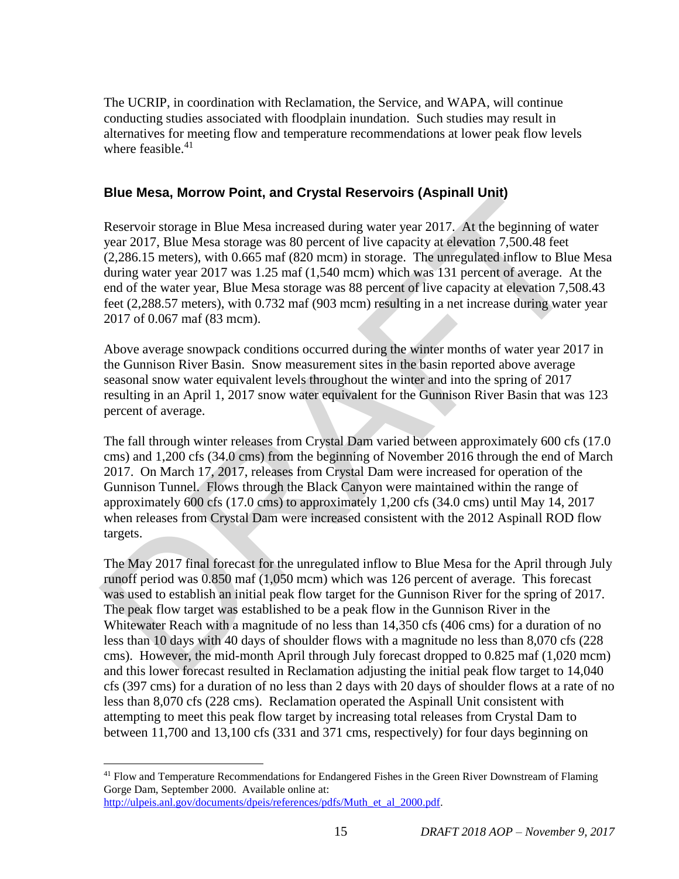The UCRIP, in coordination with Reclamation, the Service, and WAPA, will continue conducting studies associated with floodplain inundation. Such studies may result in alternatives for meeting flow and temperature recommendations at lower peak flow levels where feasible.[41]

### Blue Mesa, Morrow Point, and Crystal Reservoirs (Aspinall Unit)

Reservoir storage in Blue Mesa increased during water year 2017. At the beginning of water year 2017, Blue Mesa storage was 80 percent of live capacity at elevation 7,500.48 feet (2,286.15 meters), with 0.665 maf (820 mcm) in storage. The unregulated inflow to Blue Mesa during water year 2017 was 1.25 maf (1,540 mcm) which was 131 percent of average. At the end of the water year, Blue Mesa storage was 88 percent of live capacity at elevation 7,508.43 feet (2,288.57 meters), with 0.732 maf (903 mcm) resulting in a net increase during water year 2017 of 0.067 maf (83 mcm).

Above average snowpack conditions occurred during the winter months of water year 2017 in the Gunnison River Basin. Snow measurement sites in the basin reported above average seasonal snow water equivalent levels throughout the winter and into the spring of 2017 resulting in an April 1, 2017 snow water equivalent for the Gunnison River Basin that was 123 percent of average.

The fall through winter releases from Crystal Dam varied between approximately 600 cfs (17.0 cms) and 1,200 cfs (34.0 cms) from the beginning of November 2016 through the end of March 2017. On March 17, 2017, releases from Crystal Dam were increased for operation of the Gunnison Tunnel. Flows through the Black Canyon were maintained within the range of approximately 600 cfs (17.0 cms) to approximately 1,200 cfs (34.0 cms) until May 14, 2017 when releases from Crystal Dam were increased consistent with the 2012 Aspinall ROD flow targets.

The May 2017 final forecast for the unregulated inflow to Blue Mesa for the April through July runoff period was 0.850 maf (1,050 mcm) which was 126 percent of average. This forecast was used to establish an initial peak flow target for the Gunnison River for the spring of 2017. The peak flow target was established to be a peak flow in the Gunnison River in the Whitewater Reach with a magnitude of no less than 14,350 cfs (406 cms) for a duration of no less than 10 days with 40 days of shoulder flows with a magnitude no less than 8,070 cfs (228 cms). However, the mid-month April through July forecast dropped to 0.825 maf (1,020 mcm) and this lower forecast resulted in Reclamation adjusting the initial peak flow target to 14,040 cfs (397 cms) for a duration of no less than 2 days with 20 days of shoulder flows at a rate of no less than 8,070 cfs (228 cms). Reclamation operated the Aspinall Unit consistent with attempting to meet this peak flow target by increasing total releases from Crystal Dam to between 11,700 and 13,100 cfs (331 and 371 cms, respectively) for four days beginning on

---

[41] Flow and Temperature Recommendations for Endangered Fishes in the Green River Downstream of Flaming Gorge Dam, September 2000. Available online at: http://ulpeis.anl.gov/documents/dpeis/references/pdfs/Muth_et_al_2000.pdf.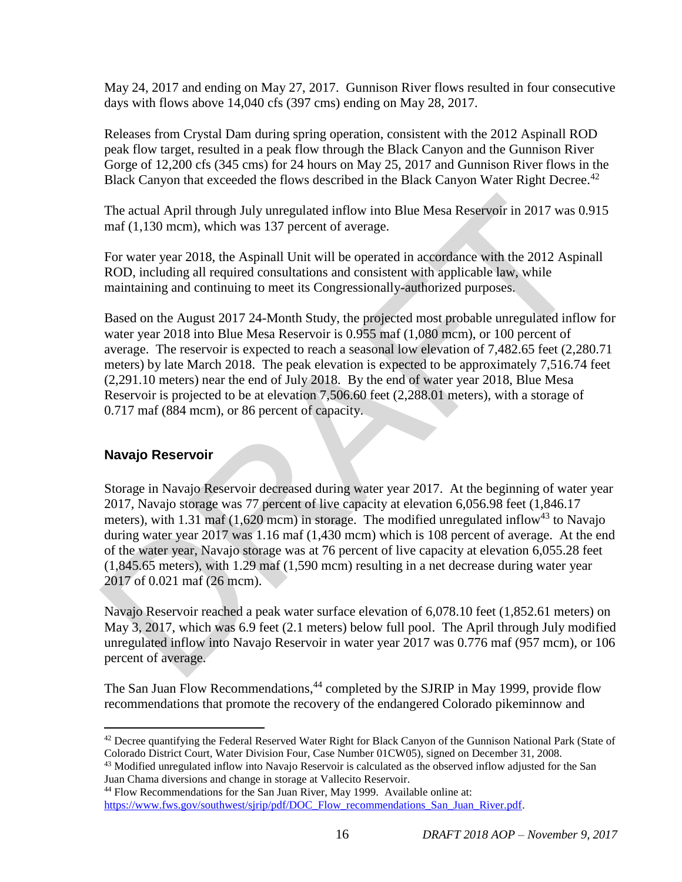May 24, 2017 and ending on May 27, 2017. Gunnison River flows resulted in four consecutive days with flows above 14,040 cfs (397 cms) ending on May 28, 2017.

Releases from Crystal Dam during spring operation, consistent with the 2012 Aspinall ROD peak flow target, resulted in a peak flow through the Black Canyon and the Gunnison River Gorge of 12,200 cfs (345 cms) for 24 hours on May 25, 2017 and Gunnison River flows in the Black Canyon that exceeded the flows described in the Black Canyon Water Right Decree.[42]

The actual April through July unregulated inflow into Blue Mesa Reservoir in 2017 was 0.915 maf (1,130 mcm), which was 137 percent of average.

For water year 2018, the Aspinall Unit will be operated in accordance with the 2012 Aspinall ROD, including all required consultations and consistent with applicable law, while maintaining and continuing to meet its Congressionally-authorized purposes.

Based on the August 2017 24-Month Study, the projected most probable unregulated inflow for water year 2018 into Blue Mesa Reservoir is 0.955 maf (1,080 mcm), or 100 percent of average. The reservoir is expected to reach a seasonal low elevation of 7,482.65 feet (2,280.71 meters) by late March 2018. The peak elevation is expected to be approximately 7,516.74 feet (2,291.10 meters) near the end of July 2018. By the end of water year 2018, Blue Mesa Reservoir is projected to be at elevation 7,506.60 feet (2,288.01 meters), with a storage of 0.717 maf (884 mcm), or 86 percent of capacity.

## Navajo Reservoir

Storage in Navajo Reservoir decreased during water year 2017. At the beginning of water year 2017, Navajo storage was 77 percent of live capacity at elevation 6,056.98 feet (1,846.17 meters), with 1.31 maf (1,620 mcm) in storage. The modified unregulated inflow[43] to Navajo during water year 2017 was 1.16 maf (1,430 mcm) which is 108 percent of average. At the end of the water year, Navajo storage was at 76 percent of live capacity at elevation 6,055.28 feet (1,845.65 meters), with 1.29 maf (1,590 mcm) resulting in a net decrease during water year 2017 of 0.021 maf (26 mcm).

Navajo Reservoir reached a peak water surface elevation of 6,078.10 feet (1,852.61 meters) on May 3, 2017, which was 6.9 feet (2.1 meters) below full pool. The April through July modified unregulated inflow into Navajo Reservoir in water year 2017 was 0.776 maf (957 mcm), or 106 percent of average.

The San Juan Flow Recommendations,[44] completed by the SJRIP in May 1999, provide flow recommendations that promote the recovery of the endangered Colorado pikeminnow and

---

[42] Decree quantifying the Federal Reserved Water Right for Black Canyon of the Gunnison National Park (State of Colorado District Court, Water Division Four, Case Number 01CW05), signed on December 31, 2008.

[43] Modified unregulated inflow into Navajo Reservoir is calculated as the observed inflow adjusted for the San Juan Chama diversions and change in storage at Vallecito Reservoir.

[44] Flow Recommendations for the San Juan River, May 1999. Available online at: https://www.fws.gov/southwest/sjrip/pdf/DOC_Flow_recommendations_San_Juan_River.pdf.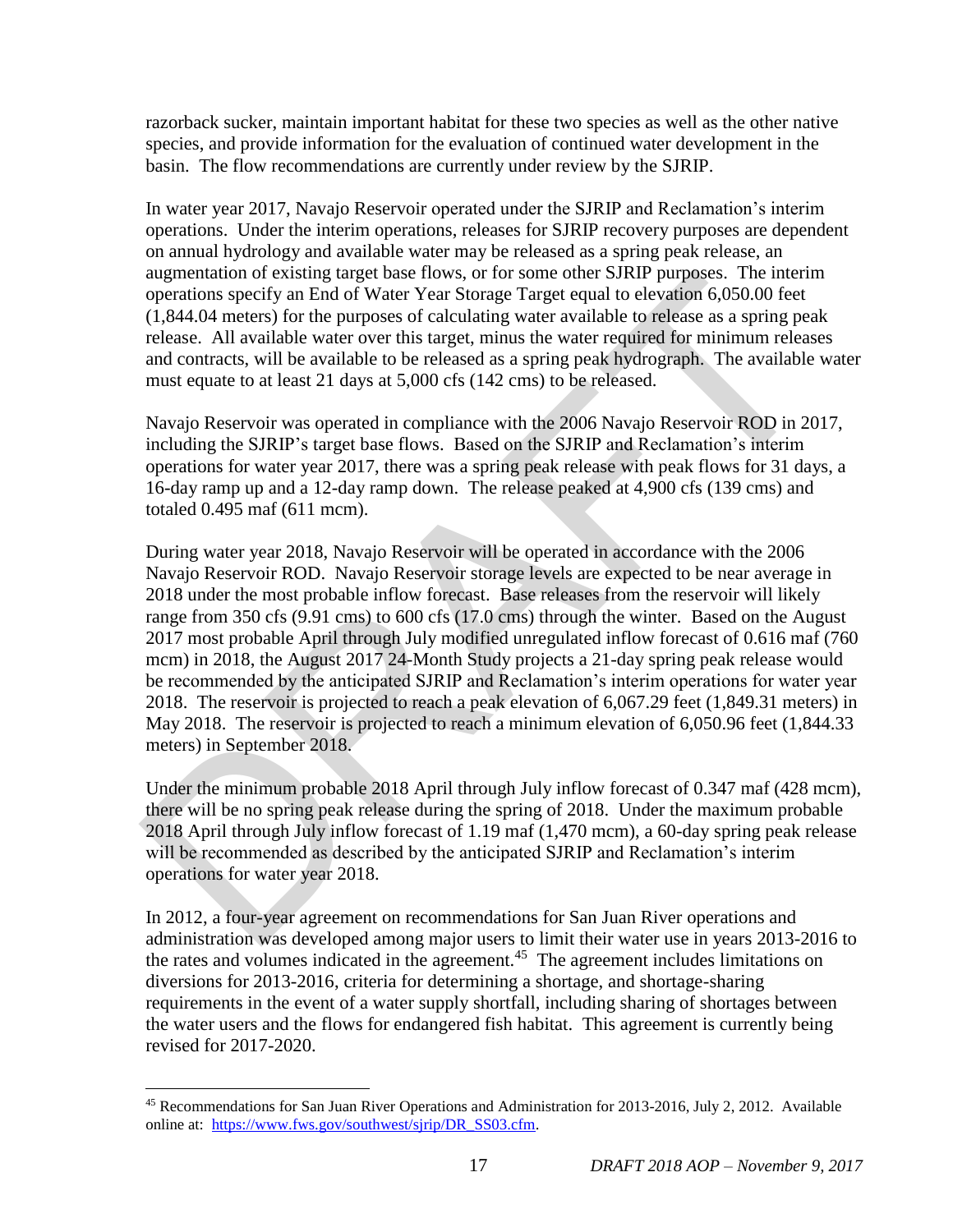razorback sucker, maintain important habitat for these two species as well as the other native species, and provide information for the evaluation of continued water development in the basin. The flow recommendations are currently under review by the SJRIP.

In water year 2017, Navajo Reservoir operated under the SJRIP and Reclamation's interim operations. Under the interim operations, releases for SJRIP recovery purposes are dependent on annual hydrology and available water may be released as a spring peak release, an augmentation of existing target base flows, or for some other SJRIP purposes. The interim operations specify an End of Water Year Storage Target equal to elevation 6,050.00 feet (1,844.04 meters) for the purposes of calculating water available to release as a spring peak release. All available water over this target, minus the water required for minimum releases and contracts, will be available to be released as a spring peak hydrograph. The available water must equate to at least 21 days at 5,000 cfs (142 cms) to be released.

Navajo Reservoir was operated in compliance with the 2006 Navajo Reservoir ROD in 2017, including the SJRIP's target base flows. Based on the SJRIP and Reclamation's interim operations for water year 2017, there was a spring peak release with peak flows for 31 days, a 16-day ramp up and a 12-day ramp down. The release peaked at 4,900 cfs (139 cms) and totaled 0.495 maf (611 mcm).

During water year 2018, Navajo Reservoir will be operated in accordance with the 2006 Navajo Reservoir ROD. Navajo Reservoir storage levels are expected to be near average in 2018 under the most probable inflow forecast. Base releases from the reservoir will likely range from 350 cfs (9.91 cms) to 600 cfs (17.0 cms) through the winter. Based on the August 2017 most probable April through July modified unregulated inflow forecast of 0.616 maf (760 mcm) in 2018, the August 2017 24-Month Study projects a 21-day spring peak release would be recommended by the anticipated SJRIP and Reclamation's interim operations for water year 2018. The reservoir is projected to reach a peak elevation of 6,067.29 feet (1,849.31 meters) in May 2018. The reservoir is projected to reach a minimum elevation of 6,050.96 feet (1,844.33 meters) in September 2018.

Under the minimum probable 2018 April through July inflow forecast of 0.347 maf (428 mcm), there will be no spring peak release during the spring of 2018. Under the maximum probable 2018 April through July inflow forecast of 1.19 maf (1,470 mcm), a 60-day spring peak release will be recommended as described by the anticipated SJRIP and Reclamation's interim operations for water year 2018.

In 2012, a four-year agreement on recommendations for San Juan River operations and administration was developed among major users to limit their water use in years 2013-2016 to the rates and volumes indicated in the agreement.[45] The agreement includes limitations on diversions for 2013-2016, criteria for determining a shortage, and shortage-sharing requirements in the event of a water supply shortfall, including sharing of shortages between the water users and the flows for endangered fish habitat. This agreement is currently being revised for 2017-2020.

[45] Recommendations for San Juan River Operations and Administration for 2013-2016, July 2, 2012. Available online at: https://www.fws.gov/southwest/sjrip/DR_SS03.cfm.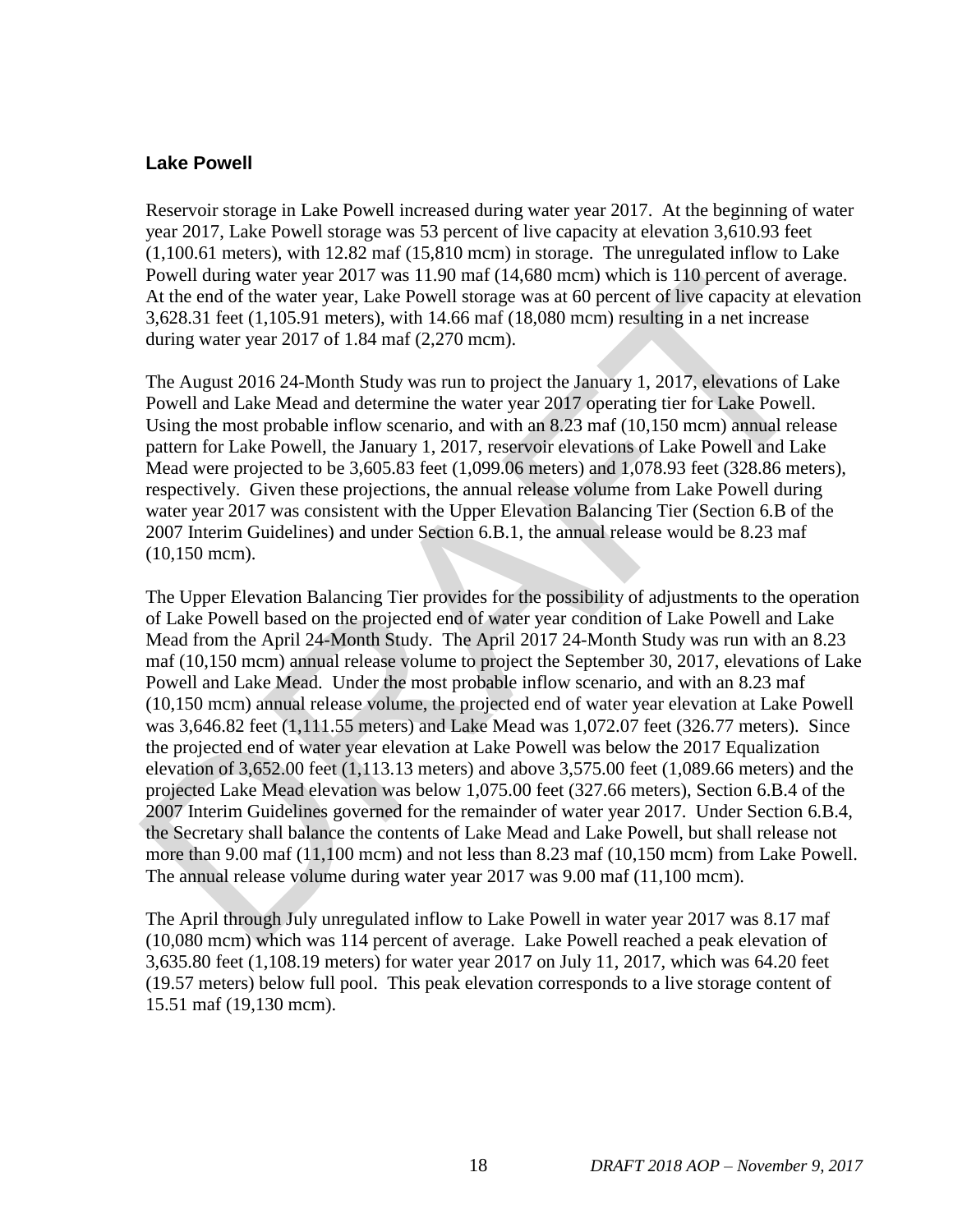### Lake Powell

Reservoir storage in Lake Powell increased during water year 2017. At the beginning of water year 2017, Lake Powell storage was 53 percent of live capacity at elevation 3,610.93 feet (1,100.61 meters), with 12.82 maf (15,810 mcm) in storage. The unregulated inflow to Lake Powell during water year 2017 was 11.90 maf (14,680 mcm) which is 110 percent of average. At the end of the water year, Lake Powell storage was at 60 percent of live capacity at elevation 3,628.31 feet (1,105.91 meters), with 14.66 maf (18,080 mcm) resulting in a net increase during water year 2017 of 1.84 maf (2,270 mcm).

The August 2016 24-Month Study was run to project the January 1, 2017, elevations of Lake Powell and Lake Mead and determine the water year 2017 operating tier for Lake Powell. Using the most probable inflow scenario, and with an 8.23 maf (10,150 mcm) annual release pattern for Lake Powell, the January 1, 2017, reservoir elevations of Lake Powell and Lake Mead were projected to be 3,605.83 feet (1,099.06 meters) and 1,078.93 feet (328.86 meters), respectively. Given these projections, the annual release volume from Lake Powell during water year 2017 was consistent with the Upper Elevation Balancing Tier (Section 6.B of the 2007 Interim Guidelines) and under Section 6.B.1, the annual release would be 8.23 maf (10,150 mcm).

The Upper Elevation Balancing Tier provides for the possibility of adjustments to the operation of Lake Powell based on the projected end of water year condition of Lake Powell and Lake Mead from the April 24-Month Study. The April 2017 24-Month Study was run with an 8.23 maf (10,150 mcm) annual release volume to project the September 30, 2017, elevations of Lake Powell and Lake Mead. Under the most probable inflow scenario, and with an 8.23 maf (10,150 mcm) annual release volume, the projected end of water year elevation at Lake Powell was 3,646.82 feet (1,111.55 meters) and Lake Mead was 1,072.07 feet (326.77 meters). Since the projected end of water year elevation at Lake Powell was below the 2017 Equalization elevation of 3,652.00 feet (1,113.13 meters) and above 3,575.00 feet (1,089.66 meters) and the projected Lake Mead elevation was below 1,075.00 feet (327.66 meters), Section 6.B.4 of the 2007 Interim Guidelines governed for the remainder of water year 2017. Under Section 6.B.4, the Secretary shall balance the contents of Lake Mead and Lake Powell, but shall release not more than 9.00 maf (11,100 mcm) and not less than 8.23 maf (10,150 mcm) from Lake Powell. The annual release volume during water year 2017 was 9.00 maf (11,100 mcm).

The April through July unregulated inflow to Lake Powell in water year 2017 was 8.17 maf (10,080 mcm) which was 114 percent of average. Lake Powell reached a peak elevation of 3,635.80 feet (1,108.19 meters) for water year 2017 on July 11, 2017, which was 64.20 feet (19.57 meters) below full pool. This peak elevation corresponds to a live storage content of 15.51 maf (19,130 mcm).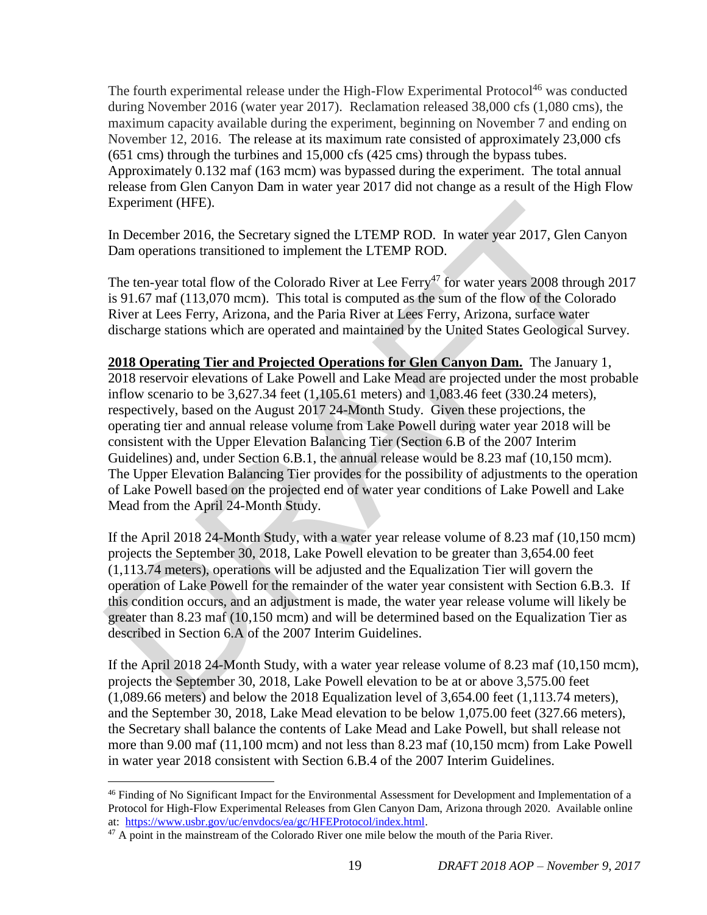The fourth experimental release under the High-Flow Experimental Protocol[46] was conducted during November 2016 (water year 2017). Reclamation released 38,000 cfs (1,080 cms), the maximum capacity available during the experiment, beginning on November 7 and ending on November 12, 2016. The release at its maximum rate consisted of approximately 23,000 cfs (651 cms) through the turbines and 15,000 cfs (425 cms) through the bypass tubes. Approximately 0.132 maf (163 mcm) was bypassed during the experiment. The total annual release from Glen Canyon Dam in water year 2017 did not change as a result of the High Flow Experiment (HFE).

In December 2016, the Secretary signed the LTEMP ROD. In water year 2017, Glen Canyon Dam operations transitioned to implement the LTEMP ROD.

The ten-year total flow of the Colorado River at Lee Ferry[47] for water years 2008 through 2017 is 91.67 maf (113,070 mcm). This total is computed as the sum of the flow of the Colorado River at Lees Ferry, Arizona, and the Paria River at Lees Ferry, Arizona, surface water discharge stations which are operated and maintained by the United States Geological Survey.

**2018 Operating Tier and Projected Operations for Glen Canyon Dam.** The January 1, 2018 reservoir elevations of Lake Powell and Lake Mead are projected under the most probable inflow scenario to be 3,627.34 feet (1,105.61 meters) and 1,083.46 feet (330.24 meters), respectively, based on the August 2017 24-Month Study. Given these projections, the operating tier and annual release volume from Lake Powell during water year 2018 will be consistent with the Upper Elevation Balancing Tier (Section 6.B of the 2007 Interim Guidelines) and, under Section 6.B.1, the annual release would be 8.23 maf (10,150 mcm). The Upper Elevation Balancing Tier provides for the possibility of adjustments to the operation of Lake Powell based on the projected end of water year conditions of Lake Powell and Lake Mead from the April 24-Month Study.

If the April 2018 24-Month Study, with a water year release volume of 8.23 maf (10,150 mcm) projects the September 30, 2018, Lake Powell elevation to be greater than 3,654.00 feet (1,113.74 meters), operations will be adjusted and the Equalization Tier will govern the operation of Lake Powell for the remainder of the water year consistent with Section 6.B.3. If this condition occurs, and an adjustment is made, the water year release volume will likely be greater than 8.23 maf (10,150 mcm) and will be determined based on the Equalization Tier as described in Section 6.A of the 2007 Interim Guidelines.

If the April 2018 24-Month Study, with a water year release volume of 8.23 maf (10,150 mcm), projects the September 30, 2018, Lake Powell elevation to be at or above 3,575.00 feet (1,089.66 meters) and below the 2018 Equalization level of 3,654.00 feet (1,113.74 meters), and the September 30, 2018, Lake Mead elevation to be below 1,075.00 feet (327.66 meters), the Secretary shall balance the contents of Lake Mead and Lake Powell, but shall release not more than 9.00 maf (11,100 mcm) and not less than 8.23 maf (10,150 mcm) from Lake Powell in water year 2018 consistent with Section 6.B.4 of the 2007 Interim Guidelines.

---

[46] Finding of No Significant Impact for the Environmental Assessment for Development and Implementation of a Protocol for High-Flow Experimental Releases from Glen Canyon Dam, Arizona through 2020. Available online at: https://www.usbr.gov/uc/envdocs/ea/gc/HFEProtocol/index.html.

[47] A point in the mainstream of the Colorado River one mile below the mouth of the Paria River.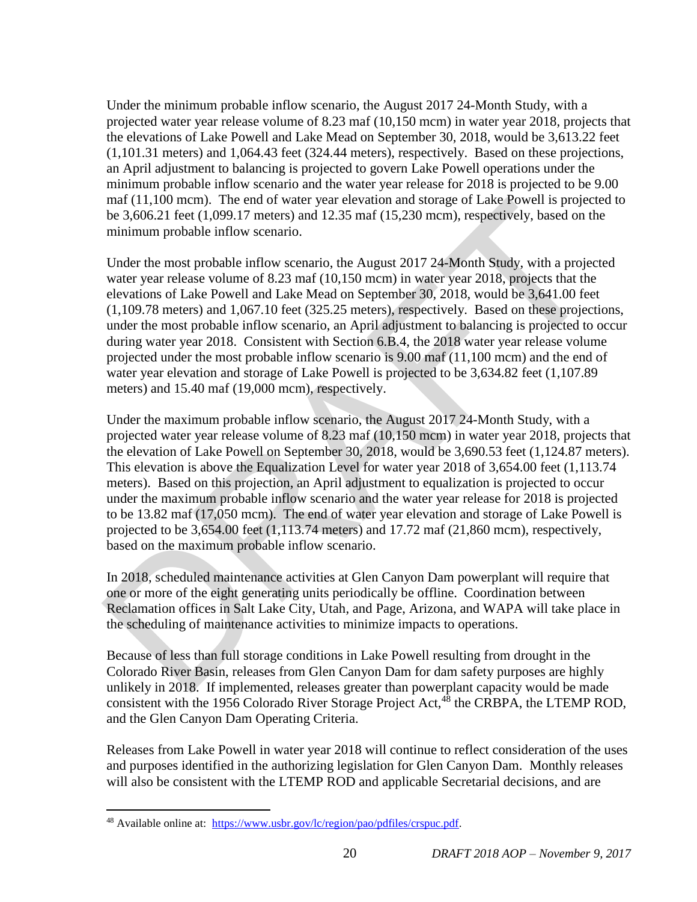Under the minimum probable inflow scenario, the August 2017 24-Month Study, with a projected water year release volume of 8.23 maf (10,150 mcm) in water year 2018, projects that the elevations of Lake Powell and Lake Mead on September 30, 2018, would be 3,613.22 feet (1,101.31 meters) and 1,064.43 feet (324.44 meters), respectively. Based on these projections, an April adjustment to balancing is projected to govern Lake Powell operations under the minimum probable inflow scenario and the water year release for 2018 is projected to be 9.00 maf (11,100 mcm). The end of water year elevation and storage of Lake Powell is projected to be 3,606.21 feet (1,099.17 meters) and 12.35 maf (15,230 mcm), respectively, based on the minimum probable inflow scenario.

Under the most probable inflow scenario, the August 2017 24-Month Study, with a projected water year release volume of 8.23 maf (10,150 mcm) in water year 2018, projects that the elevations of Lake Powell and Lake Mead on September 30, 2018, would be 3,641.00 feet (1,109.78 meters) and 1,067.10 feet (325.25 meters), respectively. Based on these projections, under the most probable inflow scenario, an April adjustment to balancing is projected to occur during water year 2018. Consistent with Section 6.B.4, the 2018 water year release volume projected under the most probable inflow scenario is 9.00 maf (11,100 mcm) and the end of water year elevation and storage of Lake Powell is projected to be 3,634.82 feet (1,107.89 meters) and 15.40 maf (19,000 mcm), respectively.

Under the maximum probable inflow scenario, the August 2017 24-Month Study, with a projected water year release volume of 8.23 maf (10,150 mcm) in water year 2018, projects that the elevation of Lake Powell on September 30, 2018, would be 3,690.53 feet (1,124.87 meters). This elevation is above the Equalization Level for water year 2018 of 3,654.00 feet (1,113.74 meters). Based on this projection, an April adjustment to equalization is projected to occur under the maximum probable inflow scenario and the water year release for 2018 is projected to be 13.82 maf (17,050 mcm). The end of water year elevation and storage of Lake Powell is projected to be 3,654.00 feet (1,113.74 meters) and 17.72 maf (21,860 mcm), respectively, based on the maximum probable inflow scenario.

In 2018, scheduled maintenance activities at Glen Canyon Dam powerplant will require that one or more of the eight generating units periodically be offline. Coordination between Reclamation offices in Salt Lake City, Utah, and Page, Arizona, and WAPA will take place in the scheduling of maintenance activities to minimize impacts to operations.

Because of less than full storage conditions in Lake Powell resulting from drought in the Colorado River Basin, releases from Glen Canyon Dam for dam safety purposes are highly unlikely in 2018. If implemented, releases greater than powerplant capacity would be made consistent with the 1956 Colorado River Storage Project Act,[48] the CRBPA, the LTEMP ROD, and the Glen Canyon Dam Operating Criteria.

Releases from Lake Powell in water year 2018 will continue to reflect consideration of the uses and purposes identified in the authorizing legislation for Glen Canyon Dam. Monthly releases will also be consistent with the LTEMP ROD and applicable Secretarial decisions, and are

---

[48] Available online at: https://www.usbr.gov/lc/region/pao/pdfiles/crspuc.pdf.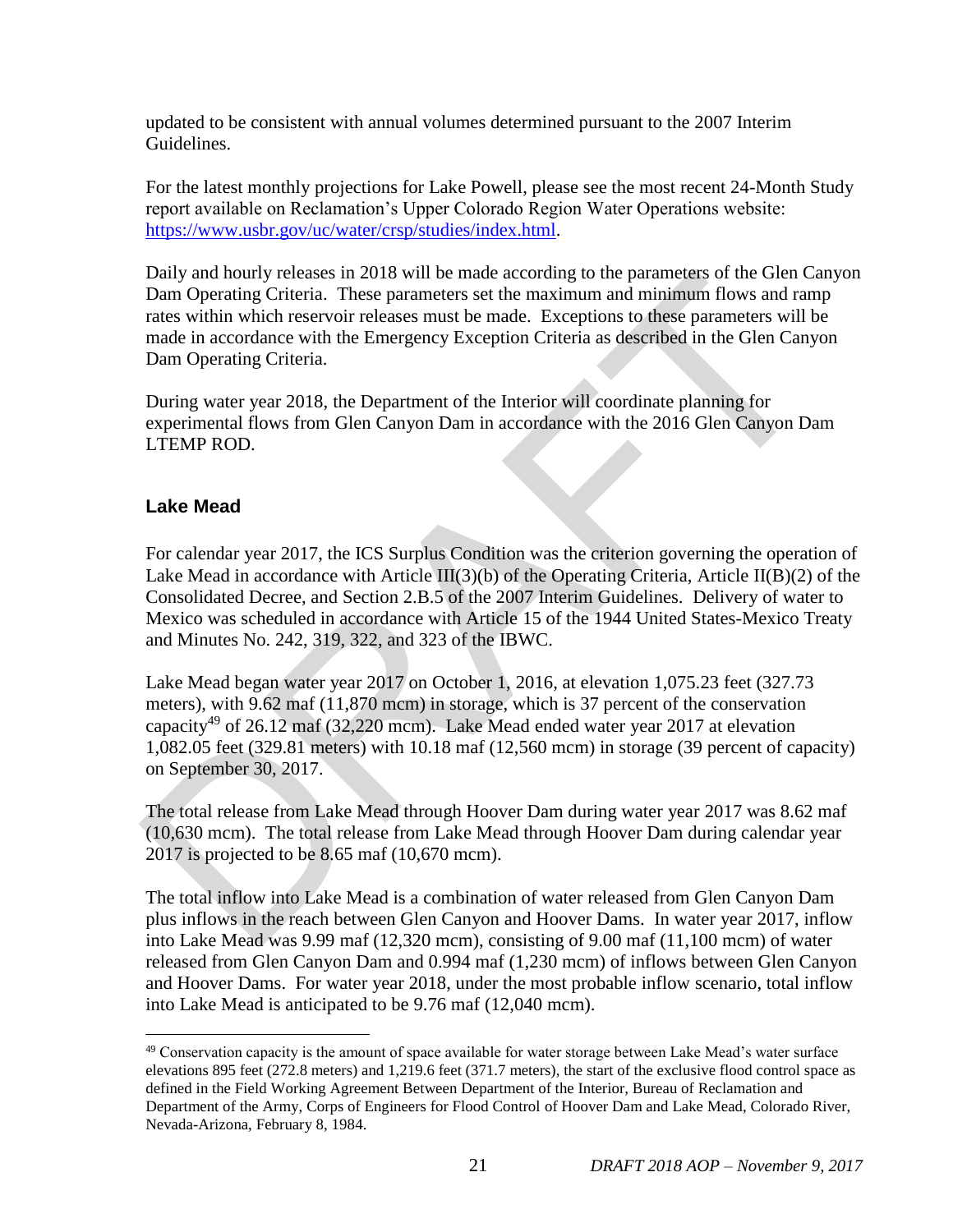updated to be consistent with annual volumes determined pursuant to the 2007 Interim Guidelines.

For the latest monthly projections for Lake Powell, please see the most recent 24-Month Study report available on Reclamation's Upper Colorado Region Water Operations website: https://www.usbr.gov/uc/water/crsp/studies/index.html.

Daily and hourly releases in 2018 will be made according to the parameters of the Glen Canyon Dam Operating Criteria. These parameters set the maximum and minimum flows and ramp rates within which reservoir releases must be made. Exceptions to these parameters will be made in accordance with the Emergency Exception Criteria as described in the Glen Canyon Dam Operating Criteria.

During water year 2018, the Department of the Interior will coordinate planning for experimental flows from Glen Canyon Dam in accordance with the 2016 Glen Canyon Dam LTEMP ROD.

### Lake Mead

For calendar year 2017, the ICS Surplus Condition was the criterion governing the operation of Lake Mead in accordance with Article III(3)(b) of the Operating Criteria, Article II(B)(2) of the Consolidated Decree, and Section 2.B.5 of the 2007 Interim Guidelines. Delivery of water to Mexico was scheduled in accordance with Article 15 of the 1944 United States-Mexico Treaty and Minutes No. 242, 319, 322, and 323 of the IBWC.

Lake Mead began water year 2017 on October 1, 2016, at elevation 1,075.23 feet (327.73 meters), with 9.62 maf (11,870 mcm) in storage, which is 37 percent of the conservation capacity[49] of 26.12 maf (32,220 mcm). Lake Mead ended water year 2017 at elevation 1,082.05 feet (329.81 meters) with 10.18 maf (12,560 mcm) in storage (39 percent of capacity) on September 30, 2017.

The total release from Lake Mead through Hoover Dam during water year 2017 was 8.62 maf (10,630 mcm). The total release from Lake Mead through Hoover Dam during calendar year 2017 is projected to be 8.65 maf (10,670 mcm).

The total inflow into Lake Mead is a combination of water released from Glen Canyon Dam plus inflows in the reach between Glen Canyon and Hoover Dams. In water year 2017, inflow into Lake Mead was 9.99 maf (12,320 mcm), consisting of 9.00 maf (11,100 mcm) of water released from Glen Canyon Dam and 0.994 maf (1,230 mcm) of inflows between Glen Canyon and Hoover Dams. For water year 2018, under the most probable inflow scenario, total inflow into Lake Mead is anticipated to be 9.76 maf (12,040 mcm).

---

[49] Conservation capacity is the amount of space available for water storage between Lake Mead's water surface elevations 895 feet (272.8 meters) and 1,219.6 feet (371.7 meters), the start of the exclusive flood control space as defined in the Field Working Agreement Between Department of the Interior, Bureau of Reclamation and Department of the Army, Corps of Engineers for Flood Control of Hoover Dam and Lake Mead, Colorado River, Nevada-Arizona, February 8, 1984.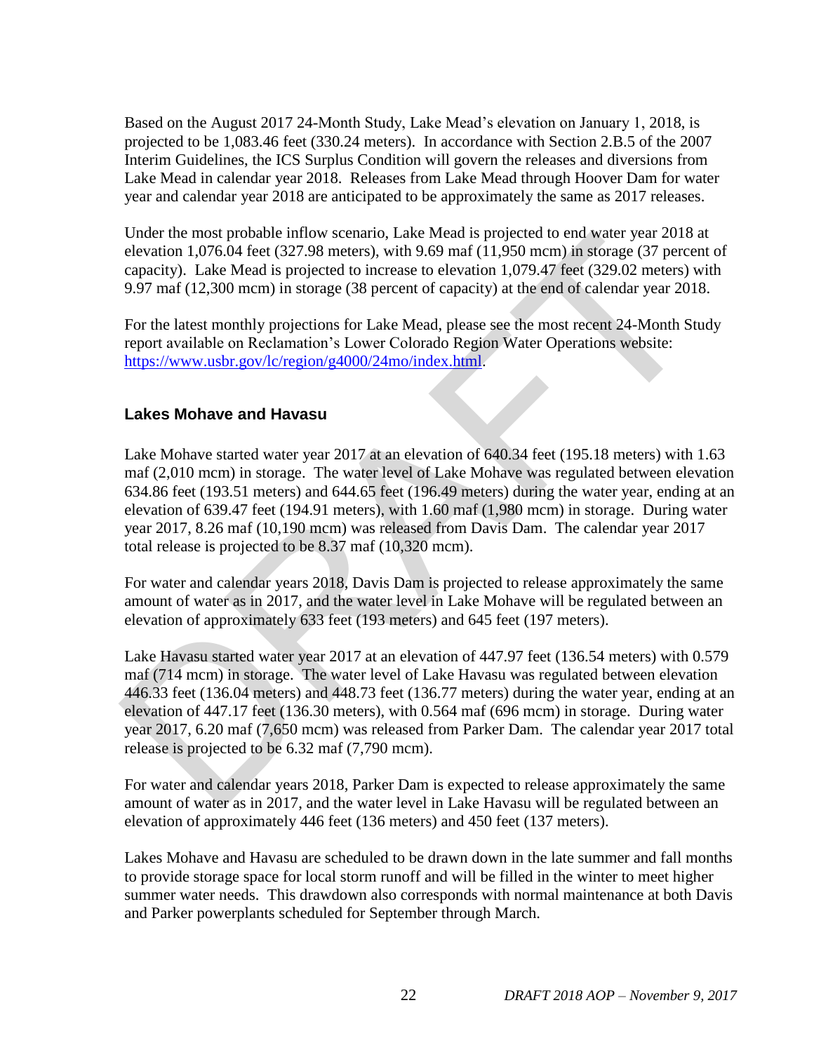Based on the August 2017 24-Month Study, Lake Mead's elevation on January 1, 2018, is projected to be 1,083.46 feet (330.24 meters). In accordance with Section 2.B.5 of the 2007 Interim Guidelines, the ICS Surplus Condition will govern the releases and diversions from Lake Mead in calendar year 2018. Releases from Lake Mead through Hoover Dam for water year and calendar year 2018 are anticipated to be approximately the same as 2017 releases.

Under the most probable inflow scenario, Lake Mead is projected to end water year 2018 at elevation 1,076.04 feet (327.98 meters), with 9.69 maf (11,950 mcm) in storage (37 percent of capacity). Lake Mead is projected to increase to elevation 1,079.47 feet (329.02 meters) with 9.97 maf (12,300 mcm) in storage (38 percent of capacity) at the end of calendar year 2018.

For the latest monthly projections for Lake Mead, please see the most recent 24-Month Study report available on Reclamation's Lower Colorado Region Water Operations website: [https://www.usbr.gov/lc/region/g4000/24mo/index.html](https://www.usbr.gov/lc/region/g4000/24mo/index.html).

### Lakes Mohave and Havasu

Lake Mohave started water year 2017 at an elevation of 640.34 feet (195.18 meters) with 1.63 maf (2,010 mcm) in storage. The water level of Lake Mohave was regulated between elevation 634.86 feet (193.51 meters) and 644.65 feet (196.49 meters) during the water year, ending at an elevation of 639.47 feet (194.91 meters), with 1.60 maf (1,980 mcm) in storage. During water year 2017, 8.26 maf (10,190 mcm) was released from Davis Dam. The calendar year 2017 total release is projected to be 8.37 maf (10,320 mcm).

For water and calendar years 2018, Davis Dam is projected to release approximately the same amount of water as in 2017, and the water level in Lake Mohave will be regulated between an elevation of approximately 633 feet (193 meters) and 645 feet (197 meters).

Lake Havasu started water year 2017 at an elevation of 447.97 feet (136.54 meters) with 0.579 maf (714 mcm) in storage. The water level of Lake Havasu was regulated between elevation 446.33 feet (136.04 meters) and 448.73 feet (136.77 meters) during the water year, ending at an elevation of 447.17 feet (136.30 meters), with 0.564 maf (696 mcm) in storage. During water year 2017, 6.20 maf (7,650 mcm) was released from Parker Dam. The calendar year 2017 total release is projected to be 6.32 maf (7,790 mcm).

For water and calendar years 2018, Parker Dam is expected to release approximately the same amount of water as in 2017, and the water level in Lake Havasu will be regulated between an elevation of approximately 446 feet (136 meters) and 450 feet (137 meters).

Lakes Mohave and Havasu are scheduled to be drawn down in the late summer and fall months to provide storage space for local storm runoff and will be filled in the winter to meet higher summer water needs. This drawdown also corresponds with normal maintenance at both Davis and Parker powerplants scheduled for September through March.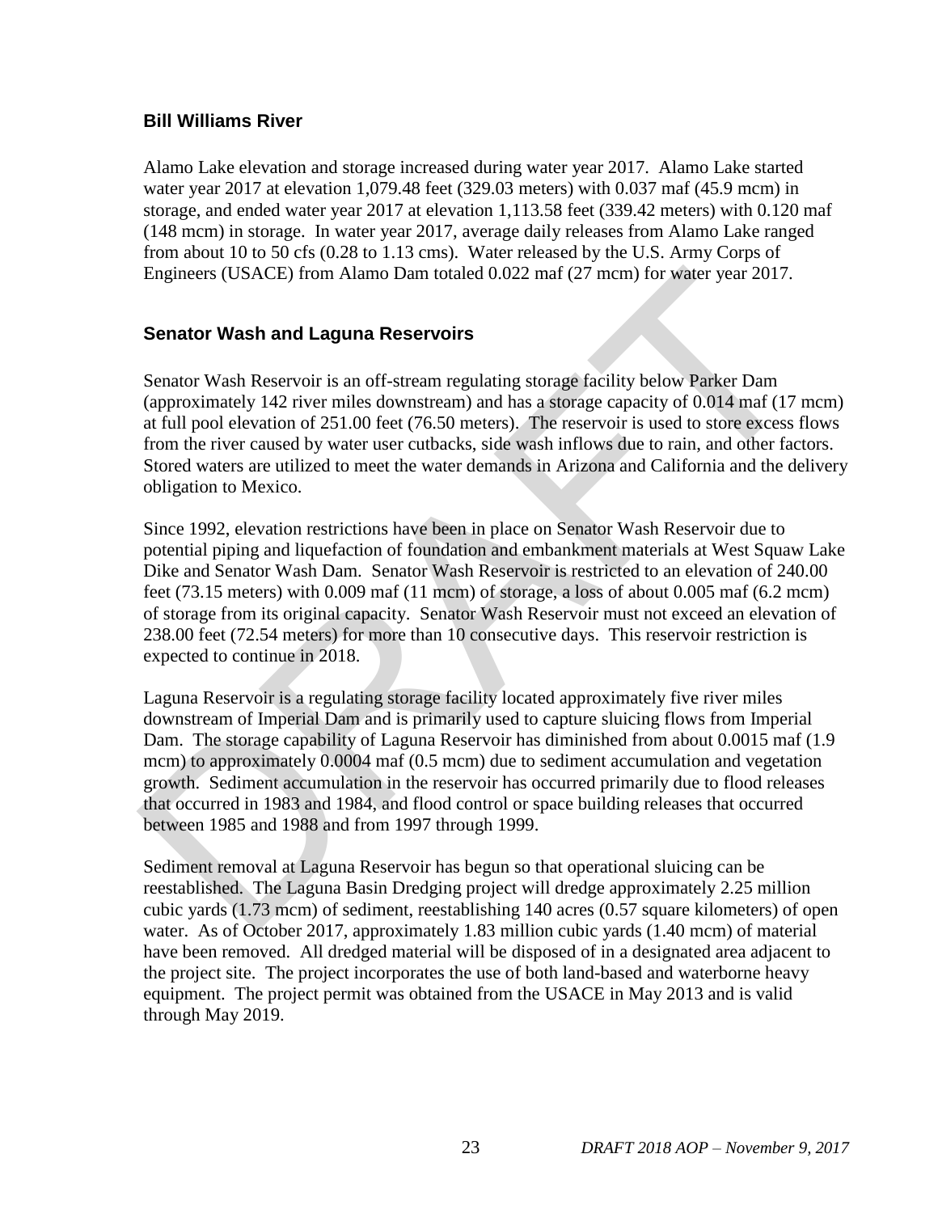### Bill Williams River

Alamo Lake elevation and storage increased during water year 2017. Alamo Lake started water year 2017 at elevation 1,079.48 feet (329.03 meters) with 0.037 maf (45.9 mcm) in storage, and ended water year 2017 at elevation 1,113.58 feet (339.42 meters) with 0.120 maf (148 mcm) in storage. In water year 2017, average daily releases from Alamo Lake ranged from about 10 to 50 cfs (0.28 to 1.13 cms). Water released by the U.S. Army Corps of Engineers (USACE) from Alamo Dam totaled 0.022 maf (27 mcm) for water year 2017.

### Senator Wash and Laguna Reservoirs

Senator Wash Reservoir is an off-stream regulating storage facility below Parker Dam (approximately 142 river miles downstream) and has a storage capacity of 0.014 maf (17 mcm) at full pool elevation of 251.00 feet (76.50 meters). The reservoir is used to store excess flows from the river caused by water user cutbacks, side wash inflows due to rain, and other factors. Stored waters are utilized to meet the water demands in Arizona and California and the delivery obligation to Mexico.

Since 1992, elevation restrictions have been in place on Senator Wash Reservoir due to potential piping and liquefaction of foundation and embankment materials at West Squaw Lake Dike and Senator Wash Dam. Senator Wash Reservoir is restricted to an elevation of 240.00 feet (73.15 meters) with 0.009 maf (11 mcm) of storage, a loss of about 0.005 maf (6.2 mcm) of storage from its original capacity. Senator Wash Reservoir must not exceed an elevation of 238.00 feet (72.54 meters) for more than 10 consecutive days. This reservoir restriction is expected to continue in 2018.

Laguna Reservoir is a regulating storage facility located approximately five river miles downstream of Imperial Dam and is primarily used to capture sluicing flows from Imperial Dam. The storage capability of Laguna Reservoir has diminished from about 0.0015 maf (1.9 mcm) to approximately 0.0004 maf (0.5 mcm) due to sediment accumulation and vegetation growth. Sediment accumulation in the reservoir has occurred primarily due to flood releases that occurred in 1983 and 1984, and flood control or space building releases that occurred between 1985 and 1988 and from 1997 through 1999.

Sediment removal at Laguna Reservoir has begun so that operational sluicing can be reestablished. The Laguna Basin Dredging project will dredge approximately 2.25 million cubic yards (1.73 mcm) of sediment, reestablishing 140 acres (0.57 square kilometers) of open water. As of October 2017, approximately 1.83 million cubic yards (1.40 mcm) of material have been removed. All dredged material will be disposed of in a designated area adjacent to the project site. The project incorporates the use of both land-based and waterborne heavy equipment. The project permit was obtained from the USACE in May 2013 and is valid through May 2019.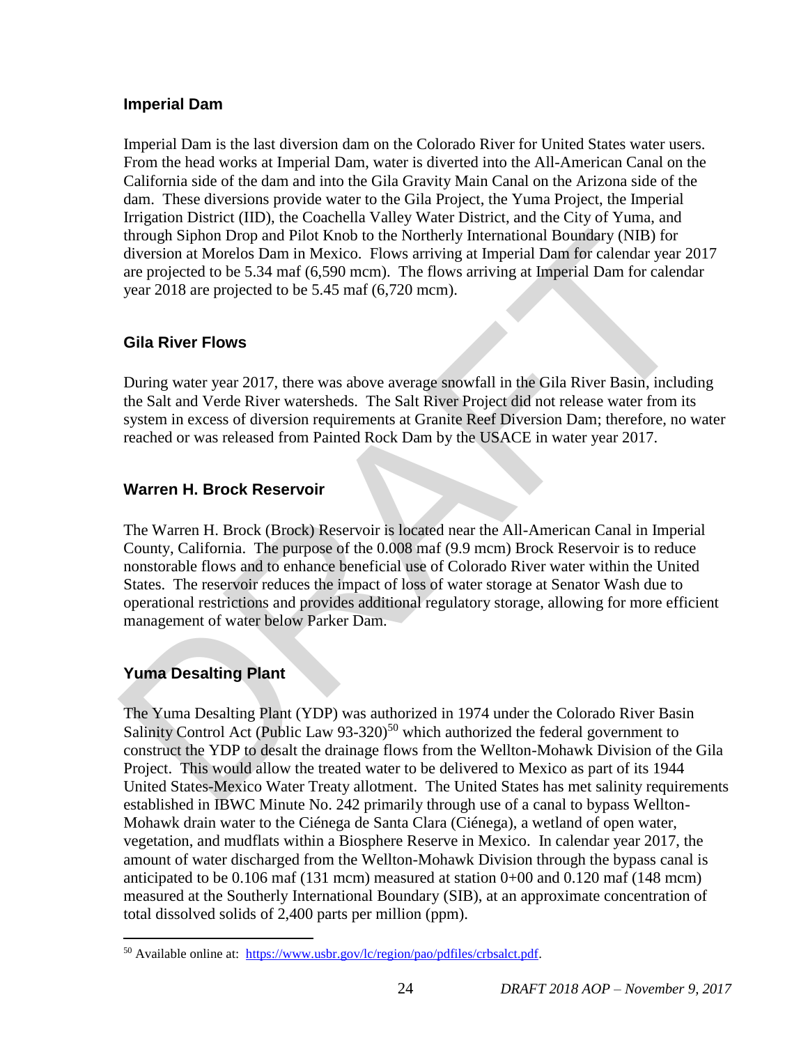## Imperial Dam

Imperial Dam is the last diversion dam on the Colorado River for United States water users. From the head works at Imperial Dam, water is diverted into the All-American Canal on the California side of the dam and into the Gila Gravity Main Canal on the Arizona side of the dam. These diversions provide water to the Gila Project, the Yuma Project, the Imperial Irrigation District (IID), the Coachella Valley Water District, and the City of Yuma, and through Siphon Drop and Pilot Knob to the Northerly International Boundary (NIB) for diversion at Morelos Dam in Mexico. Flows arriving at Imperial Dam for calendar year 2017 are projected to be 5.34 maf (6,590 mcm). The flows arriving at Imperial Dam for calendar year 2018 are projected to be 5.45 maf (6,720 mcm).

## Gila River Flows

During water year 2017, there was above average snowfall in the Gila River Basin, including the Salt and Verde River watersheds. The Salt River Project did not release water from its system in excess of diversion requirements at Granite Reef Diversion Dam; therefore, no water reached or was released from Painted Rock Dam by the USACE in water year 2017.

## Warren H. Brock Reservoir

The Warren H. Brock (Brock) Reservoir is located near the All-American Canal in Imperial County, California. The purpose of the 0.008 maf (9.9 mcm) Brock Reservoir is to reduce nonstorable flows and to enhance beneficial use of Colorado River water within the United States. The reservoir reduces the impact of loss of water storage at Senator Wash due to operational restrictions and provides additional regulatory storage, allowing for more efficient management of water below Parker Dam.

## Yuma Desalting Plant

The Yuma Desalting Plant (YDP) was authorized in 1974 under the Colorado River Basin Salinity Control Act (Public Law 93-320)[50] which authorized the federal government to construct the YDP to desalt the drainage flows from the Wellton-Mohawk Division of the Gila Project. This would allow the treated water to be delivered to Mexico as part of its 1944 United States-Mexico Water Treaty allotment. The United States has met salinity requirements established in IBWC Minute No. 242 primarily through use of a canal to bypass Wellton-Mohawk drain water to the Ciénega de Santa Clara (Ciénega), a wetland of open water, vegetation, and mudflats within a Biosphere Reserve in Mexico. In calendar year 2017, the amount of water discharged from the Wellton-Mohawk Division through the bypass canal is anticipated to be 0.106 maf (131 mcm) measured at station 0+00 and 0.120 maf (148 mcm) measured at the Southerly International Boundary (SIB), at an approximate concentration of total dissolved solids of 2,400 parts per million (ppm).

[50] Available online at: https://www.usbr.gov/lc/region/pao/pdfiles/crbsalct.pdf.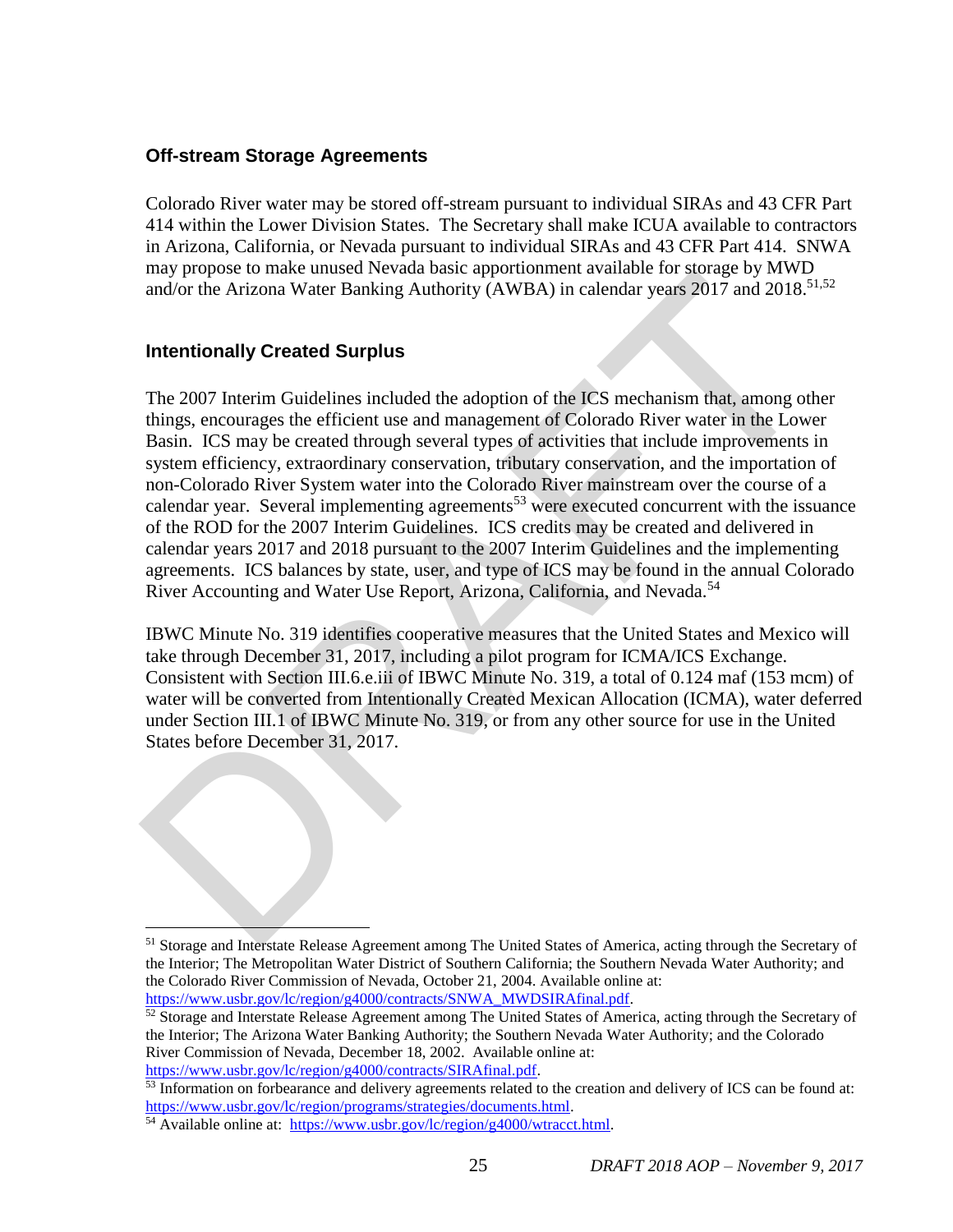## Off-stream Storage Agreements

Colorado River water may be stored off-stream pursuant to individual SIRAs and 43 CFR Part 414 within the Lower Division States. The Secretary shall make ICUA available to contractors in Arizona, California, or Nevada pursuant to individual SIRAs and 43 CFR Part 414. SNWA may propose to make unused Nevada basic apportionment available for storage by MWD and/or the Arizona Water Banking Authority (AWBA) in calendar years 2017 and 2018.[51,52]

## Intentionally Created Surplus

The 2007 Interim Guidelines included the adoption of the ICS mechanism that, among other things, encourages the efficient use and management of Colorado River water in the Lower Basin. ICS may be created through several types of activities that include improvements in system efficiency, extraordinary conservation, tributary conservation, and the importation of non-Colorado River System water into the Colorado River mainstream over the course of a calendar year. Several implementing agreements[53] were executed concurrent with the issuance of the ROD for the 2007 Interim Guidelines. ICS credits may be created and delivered in calendar years 2017 and 2018 pursuant to the 2007 Interim Guidelines and the implementing agreements. ICS balances by state, user, and type of ICS may be found in the annual Colorado River Accounting and Water Use Report, Arizona, California, and Nevada.[54]

IBWC Minute No. 319 identifies cooperative measures that the United States and Mexico will take through December 31, 2017, including a pilot program for ICMA/ICS Exchange. Consistent with Section III.6.e.iii of IBWC Minute No. 319, a total of 0.124 maf (153 mcm) of water will be converted from Intentionally Created Mexican Allocation (ICMA), water deferred under Section III.1 of IBWC Minute No. 319, or from any other source for use in the United States before December 31, 2017.

---

[51] Storage and Interstate Release Agreement among The United States of America, acting through the Secretary of the Interior; The Metropolitan Water District of Southern California; the Southern Nevada Water Authority; and the Colorado River Commission of Nevada, October 21, 2004. Available online at: https://www.usbr.gov/lc/region/g4000/contracts/SNWA_MWDSIRAfinal.pdf.

[52] Storage and Interstate Release Agreement among The United States of America, acting through the Secretary of the Interior; The Arizona Water Banking Authority; the Southern Nevada Water Authority; and the Colorado River Commission of Nevada, December 18, 2002. Available online at: https://www.usbr.gov/lc/region/g4000/contracts/SIRAfinal.pdf.

[53] Information on forbearance and delivery agreements related to the creation and delivery of ICS can be found at: https://www.usbr.gov/lc/region/programs/strategies/documents.html.

[54] Available online at: https://www.usbr.gov/lc/region/g4000/wtracct.html.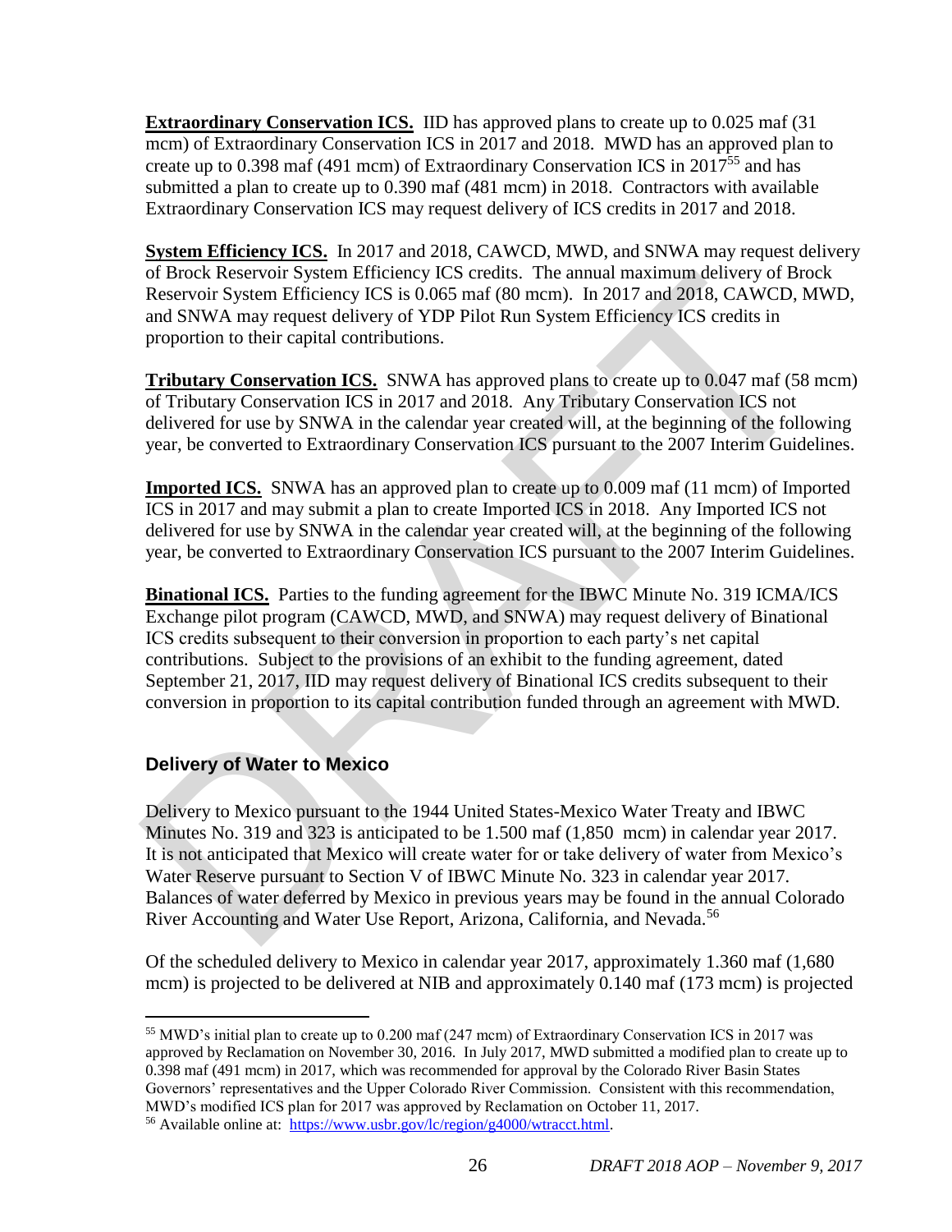**Extraordinary Conservation ICS.** IID has approved plans to create up to 0.025 maf (31 mcm) of Extraordinary Conservation ICS in 2017 and 2018. MWD has an approved plan to create up to 0.398 maf (491 mcm) of Extraordinary Conservation ICS in 2017[55] and has submitted a plan to create up to 0.390 maf (481 mcm) in 2018. Contractors with available Extraordinary Conservation ICS may request delivery of ICS credits in 2017 and 2018.

**System Efficiency ICS.** In 2017 and 2018, CAWCD, MWD, and SNWA may request delivery of Brock Reservoir System Efficiency ICS credits. The annual maximum delivery of Brock Reservoir System Efficiency ICS is 0.065 maf (80 mcm). In 2017 and 2018, CAWCD, MWD, and SNWA may request delivery of YDP Pilot Run System Efficiency ICS credits in proportion to their capital contributions.

**Tributary Conservation ICS.** SNWA has approved plans to create up to 0.047 maf (58 mcm) of Tributary Conservation ICS in 2017 and 2018. Any Tributary Conservation ICS not delivered for use by SNWA in the calendar year created will, at the beginning of the following year, be converted to Extraordinary Conservation ICS pursuant to the 2007 Interim Guidelines.

**Imported ICS.** SNWA has an approved plan to create up to 0.009 maf (11 mcm) of Imported ICS in 2017 and may submit a plan to create Imported ICS in 2018. Any Imported ICS not delivered for use by SNWA in the calendar year created will, at the beginning of the following year, be converted to Extraordinary Conservation ICS pursuant to the 2007 Interim Guidelines.

**Binational ICS.** Parties to the funding agreement for the IBWC Minute No. 319 ICMA/ICS Exchange pilot program (CAWCD, MWD, and SNWA) may request delivery of Binational ICS credits subsequent to their conversion in proportion to each party's net capital contributions. Subject to the provisions of an exhibit to the funding agreement, dated September 21, 2017, IID may request delivery of Binational ICS credits subsequent to their conversion in proportion to its capital contribution funded through an agreement with MWD.

## Delivery of Water to Mexico

Delivery to Mexico pursuant to the 1944 United States-Mexico Water Treaty and IBWC Minutes No. 319 and 323 is anticipated to be 1.500 maf (1,850 mcm) in calendar year 2017. It is not anticipated that Mexico will create water for or take delivery of water from Mexico's Water Reserve pursuant to Section V of IBWC Minute No. 323 in calendar year 2017. Balances of water deferred by Mexico in previous years may be found in the annual Colorado River Accounting and Water Use Report, Arizona, California, and Nevada.[56]

Of the scheduled delivery to Mexico in calendar year 2017, approximately 1.360 maf (1,680 mcm) is projected to be delivered at NIB and approximately 0.140 maf (173 mcm) is projected

---

[55] MWD's initial plan to create up to 0.200 maf (247 mcm) of Extraordinary Conservation ICS in 2017 was approved by Reclamation on November 30, 2016. In July 2017, MWD submitted a modified plan to create up to 0.398 maf (491 mcm) in 2017, which was recommended for approval by the Colorado River Basin States Governors' representatives and the Upper Colorado River Commission. Consistent with this recommendation, MWD's modified ICS plan for 2017 was approved by Reclamation on October 11, 2017.

[56] Available online at: https://www.usbr.gov/lc/region/g4000/wtracct.html.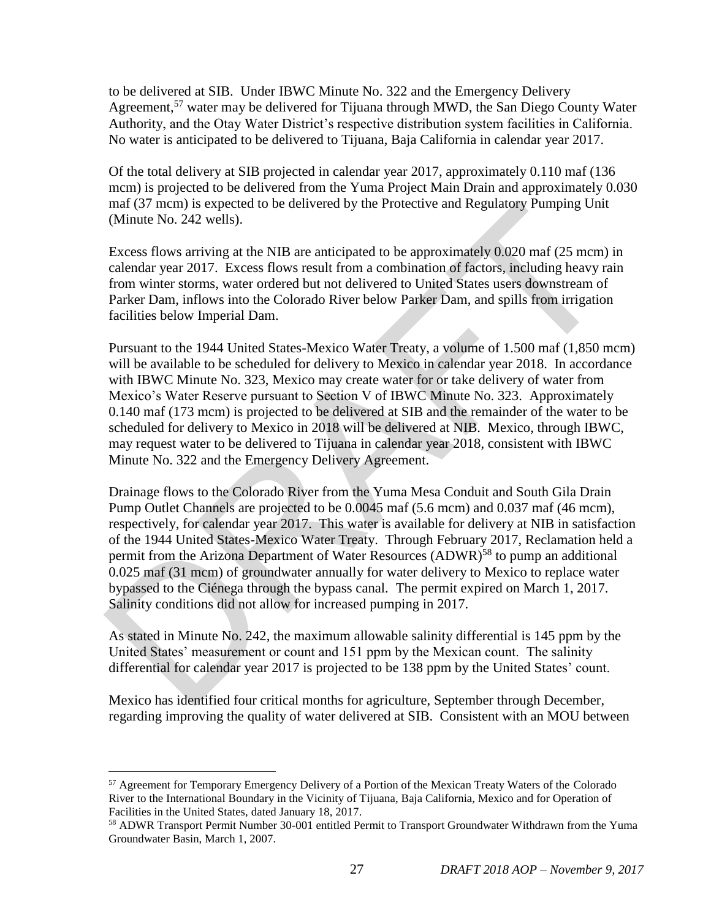to be delivered at SIB. Under IBWC Minute No. 322 and the Emergency Delivery Agreement,[57] water may be delivered for Tijuana through MWD, the San Diego County Water Authority, and the Otay Water District's respective distribution system facilities in California. No water is anticipated to be delivered to Tijuana, Baja California in calendar year 2017.

Of the total delivery at SIB projected in calendar year 2017, approximately 0.110 maf (136 mcm) is projected to be delivered from the Yuma Project Main Drain and approximately 0.030 maf (37 mcm) is expected to be delivered by the Protective and Regulatory Pumping Unit (Minute No. 242 wells).

Excess flows arriving at the NIB are anticipated to be approximately 0.020 maf (25 mcm) in calendar year 2017. Excess flows result from a combination of factors, including heavy rain from winter storms, water ordered but not delivered to United States users downstream of Parker Dam, inflows into the Colorado River below Parker Dam, and spills from irrigation facilities below Imperial Dam.

Pursuant to the 1944 United States-Mexico Water Treaty, a volume of 1.500 maf (1,850 mcm) will be available to be scheduled for delivery to Mexico in calendar year 2018. In accordance with IBWC Minute No. 323, Mexico may create water for or take delivery of water from Mexico's Water Reserve pursuant to Section V of IBWC Minute No. 323. Approximately 0.140 maf (173 mcm) is projected to be delivered at SIB and the remainder of the water to be scheduled for delivery to Mexico in 2018 will be delivered at NIB. Mexico, through IBWC, may request water to be delivered to Tijuana in calendar year 2018, consistent with IBWC Minute No. 322 and the Emergency Delivery Agreement.

Drainage flows to the Colorado River from the Yuma Mesa Conduit and South Gila Drain Pump Outlet Channels are projected to be 0.0045 maf (5.6 mcm) and 0.037 maf (46 mcm), respectively, for calendar year 2017. This water is available for delivery at NIB in satisfaction of the 1944 United States-Mexico Water Treaty. Through February 2017, Reclamation held a permit from the Arizona Department of Water Resources (ADWR)[58] to pump an additional 0.025 maf (31 mcm) of groundwater annually for water delivery to Mexico to replace water bypassed to the Ciénega through the bypass canal. The permit expired on March 1, 2017. Salinity conditions did not allow for increased pumping in 2017.

As stated in Minute No. 242, the maximum allowable salinity differential is 145 ppm by the United States' measurement or count and 151 ppm by the Mexican count. The salinity differential for calendar year 2017 is projected to be 138 ppm by the United States' count.

Mexico has identified four critical months for agriculture, September through December, regarding improving the quality of water delivered at SIB. Consistent with an MOU between

---

[57] Agreement for Temporary Emergency Delivery of a Portion of the Mexican Treaty Waters of the Colorado River to the International Boundary in the Vicinity of Tijuana, Baja California, Mexico and for Operation of Facilities in the United States, dated January 18, 2017.

[58] ADWR Transport Permit Number 30-001 entitled Permit to Transport Groundwater Withdrawn from the Yuma Groundwater Basin, March 1, 2007.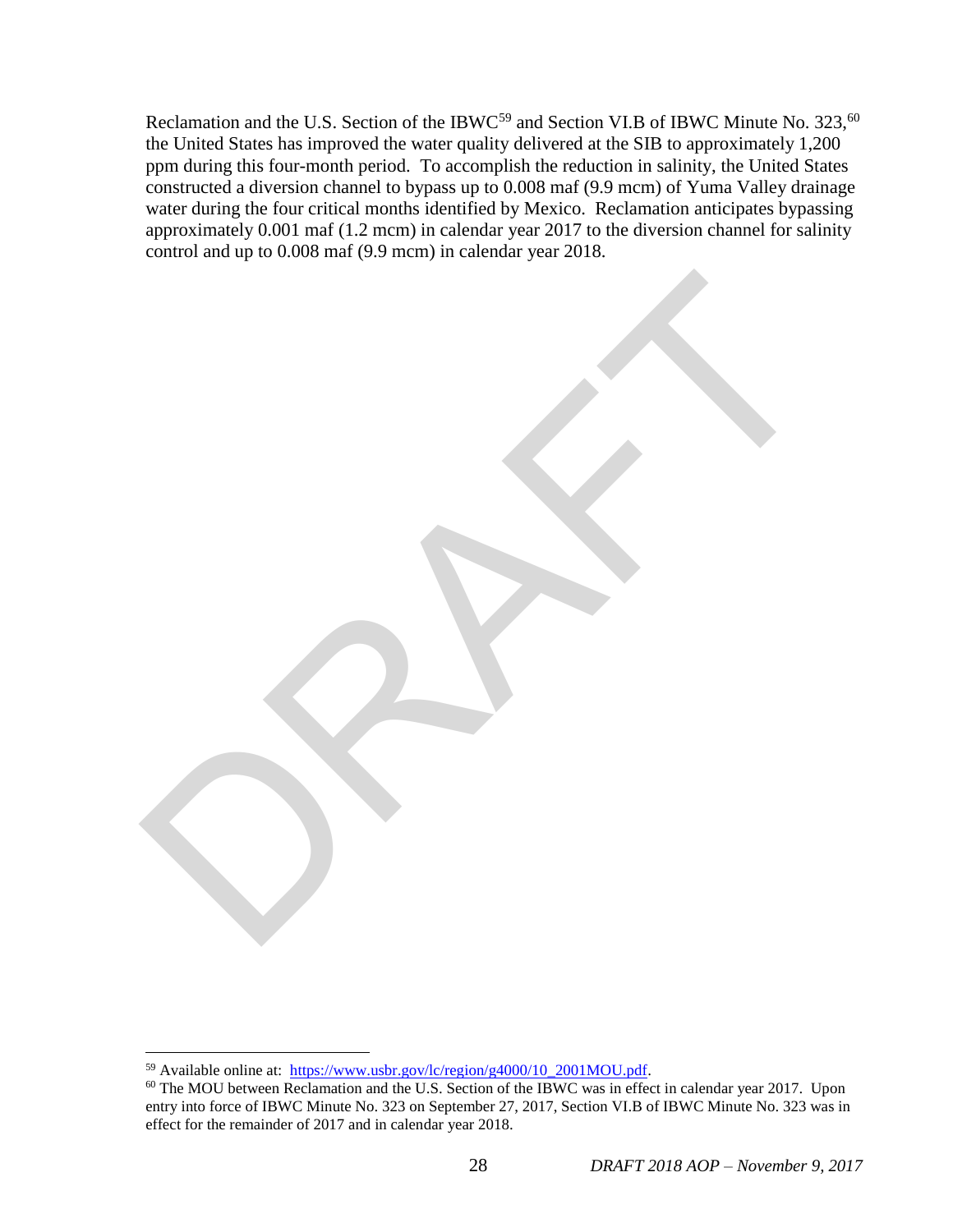Reclamation and the U.S. Section of the IBWC[59] and Section VI.B of IBWC Minute No. 323,[60] the United States has improved the water quality delivered at the SIB to approximately 1,200 ppm during this four-month period. To accomplish the reduction in salinity, the United States constructed a diversion channel to bypass up to 0.008 maf (9.9 mcm) of Yuma Valley drainage water during the four critical months identified by Mexico. Reclamation anticipates bypassing approximately 0.001 maf (1.2 mcm) in calendar year 2017 to the diversion channel for salinity control and up to 0.008 maf (9.9 mcm) in calendar year 2018.

---

[59] Available online at: https://www.usbr.gov/lc/region/g4000/10_2001MOU.pdf.

[60] The MOU between Reclamation and the U.S. Section of the IBWC was in effect in calendar year 2017. Upon entry into force of IBWC Minute No. 323 on September 27, 2017, Section VI.B of IBWC Minute No. 323 was in effect for the remainder of 2017 and in calendar year 2018.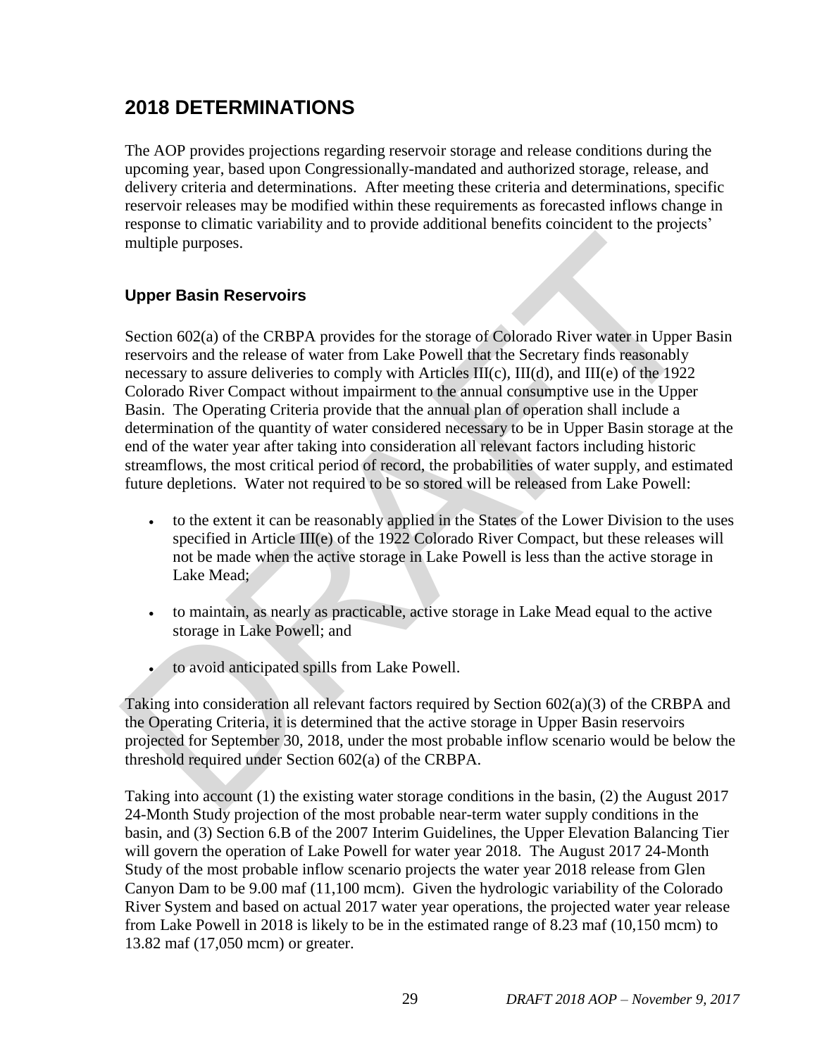# 2018 DETERMINATIONS

The AOP provides projections regarding reservoir storage and release conditions during the upcoming year, based upon Congressionally-mandated and authorized storage, release, and delivery criteria and determinations. After meeting these criteria and determinations, specific reservoir releases may be modified within these requirements as forecasted inflows change in response to climatic variability and to provide additional benefits coincident to the projects' multiple purposes.

## Upper Basin Reservoirs

Section 602(a) of the CRBPA provides for the storage of Colorado River water in Upper Basin reservoirs and the release of water from Lake Powell that the Secretary finds reasonably necessary to assure deliveries to comply with Articles III(c), III(d), and III(e) of the 1922 Colorado River Compact without impairment to the annual consumptive use in the Upper Basin. The Operating Criteria provide that the annual plan of operation shall include a determination of the quantity of water considered necessary to be in Upper Basin storage at the end of the water year after taking into consideration all relevant factors including historic streamflows, the most critical period of record, the probabilities of water supply, and estimated future depletions. Water not required to be so stored will be released from Lake Powell:

- to the extent it can be reasonably applied in the States of the Lower Division to the uses specified in Article III(e) of the 1922 Colorado River Compact, but these releases will not be made when the active storage in Lake Powell is less than the active storage in Lake Mead;
- to maintain, as nearly as practicable, active storage in Lake Mead equal to the active storage in Lake Powell; and
- to avoid anticipated spills from Lake Powell.

Taking into consideration all relevant factors required by Section 602(a)(3) of the CRBPA and the Operating Criteria, it is determined that the active storage in Upper Basin reservoirs projected for September 30, 2018, under the most probable inflow scenario would be below the threshold required under Section 602(a) of the CRBPA.

Taking into account (1) the existing water storage conditions in the basin, (2) the August 2017 24-Month Study projection of the most probable near-term water supply conditions in the basin, and (3) Section 6.B of the 2007 Interim Guidelines, the Upper Elevation Balancing Tier will govern the operation of Lake Powell for water year 2018. The August 2017 24-Month Study of the most probable inflow scenario projects the water year 2018 release from Glen Canyon Dam to be 9.00 maf (11,100 mcm). Given the hydrologic variability of the Colorado River System and based on actual 2017 water year operations, the projected water year release from Lake Powell in 2018 is likely to be in the estimated range of 8.23 maf (10,150 mcm) to 13.82 maf (17,050 mcm) or greater.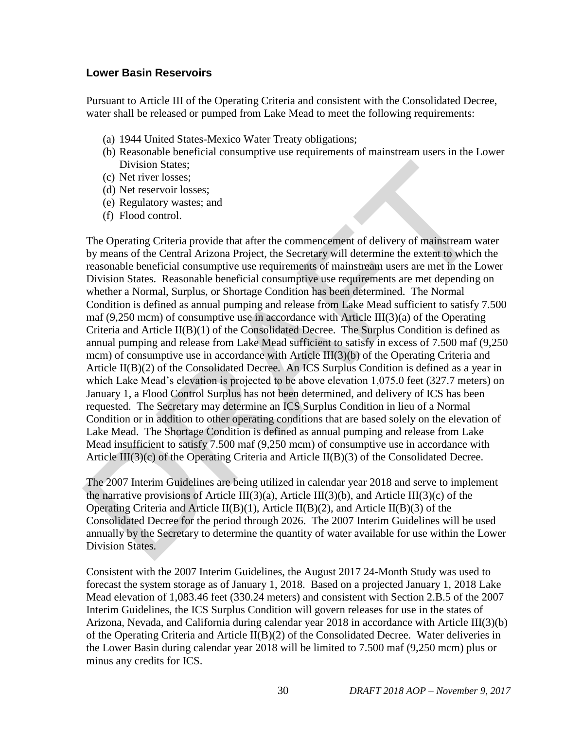### Lower Basin Reservoirs

Pursuant to Article III of the Operating Criteria and consistent with the Consolidated Decree, water shall be released or pumped from Lake Mead to meet the following requirements:

(a) 1944 United States-Mexico Water Treaty obligations;
(b) Reasonable beneficial consumptive use requirements of mainstream users in the Lower Division States;
(c) Net river losses;
(d) Net reservoir losses;
(e) Regulatory wastes; and
(f) Flood control.

The Operating Criteria provide that after the commencement of delivery of mainstream water by means of the Central Arizona Project, the Secretary will determine the extent to which the reasonable beneficial consumptive use requirements of mainstream users are met in the Lower Division States. Reasonable beneficial consumptive use requirements are met depending on whether a Normal, Surplus, or Shortage Condition has been determined. The Normal Condition is defined as annual pumping and release from Lake Mead sufficient to satisfy 7.500 maf (9,250 mcm) of consumptive use in accordance with Article III(3)(a) of the Operating Criteria and Article II(B)(1) of the Consolidated Decree. The Surplus Condition is defined as annual pumping and release from Lake Mead sufficient to satisfy in excess of 7.500 maf (9,250 mcm) of consumptive use in accordance with Article III(3)(b) of the Operating Criteria and Article II(B)(2) of the Consolidated Decree. An ICS Surplus Condition is defined as a year in which Lake Mead's elevation is projected to be above elevation 1,075.0 feet (327.7 meters) on January 1, a Flood Control Surplus has not been determined, and delivery of ICS has been requested. The Secretary may determine an ICS Surplus Condition in lieu of a Normal Condition or in addition to other operating conditions that are based solely on the elevation of Lake Mead. The Shortage Condition is defined as annual pumping and release from Lake Mead insufficient to satisfy 7.500 maf (9,250 mcm) of consumptive use in accordance with Article III(3)(c) of the Operating Criteria and Article II(B)(3) of the Consolidated Decree.

The 2007 Interim Guidelines are being utilized in calendar year 2018 and serve to implement the narrative provisions of Article III(3)(a), Article III(3)(b), and Article III(3)(c) of the Operating Criteria and Article II(B)(1), Article II(B)(2), and Article II(B)(3) of the Consolidated Decree for the period through 2026. The 2007 Interim Guidelines will be used annually by the Secretary to determine the quantity of water available for use within the Lower Division States.

Consistent with the 2007 Interim Guidelines, the August 2017 24-Month Study was used to forecast the system storage as of January 1, 2018. Based on a projected January 1, 2018 Lake Mead elevation of 1,083.46 feet (330.24 meters) and consistent with Section 2.B.5 of the 2007 Interim Guidelines, the ICS Surplus Condition will govern releases for use in the states of Arizona, Nevada, and California during calendar year 2018 in accordance with Article III(3)(b) of the Operating Criteria and Article II(B)(2) of the Consolidated Decree. Water deliveries in the Lower Basin during calendar year 2018 will be limited to 7.500 maf (9,250 mcm) plus or minus any credits for ICS.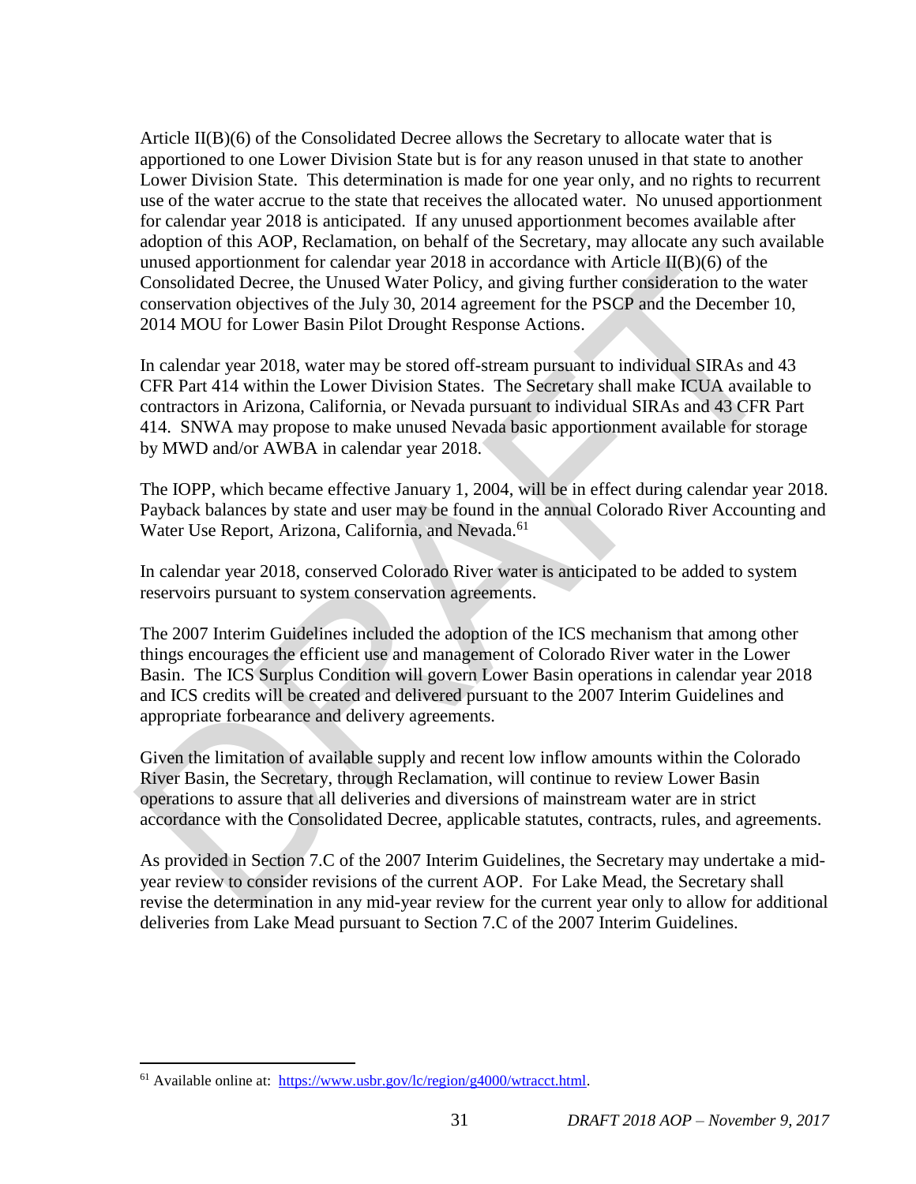Article II(B)(6) of the Consolidated Decree allows the Secretary to allocate water that is apportioned to one Lower Division State but is for any reason unused in that state to another Lower Division State. This determination is made for one year only, and no rights to recurrent use of the water accrue to the state that receives the allocated water. No unused apportionment for calendar year 2018 is anticipated. If any unused apportionment becomes available after adoption of this AOP, Reclamation, on behalf of the Secretary, may allocate any such available unused apportionment for calendar year 2018 in accordance with Article II(B)(6) of the Consolidated Decree, the Unused Water Policy, and giving further consideration to the water conservation objectives of the July 30, 2014 agreement for the PSCP and the December 10, 2014 MOU for Lower Basin Pilot Drought Response Actions.

In calendar year 2018, water may be stored off-stream pursuant to individual SIRAs and 43 CFR Part 414 within the Lower Division States. The Secretary shall make ICUA available to contractors in Arizona, California, or Nevada pursuant to individual SIRAs and 43 CFR Part 414. SNWA may propose to make unused Nevada basic apportionment available for storage by MWD and/or AWBA in calendar year 2018.

The IOPP, which became effective January 1, 2004, will be in effect during calendar year 2018. Payback balances by state and user may be found in the annual Colorado River Accounting and Water Use Report, Arizona, California, and Nevada.[61]

In calendar year 2018, conserved Colorado River water is anticipated to be added to system reservoirs pursuant to system conservation agreements.

The 2007 Interim Guidelines included the adoption of the ICS mechanism that among other things encourages the efficient use and management of Colorado River water in the Lower Basin. The ICS Surplus Condition will govern Lower Basin operations in calendar year 2018 and ICS credits will be created and delivered pursuant to the 2007 Interim Guidelines and appropriate forbearance and delivery agreements.

Given the limitation of available supply and recent low inflow amounts within the Colorado River Basin, the Secretary, through Reclamation, will continue to review Lower Basin operations to assure that all deliveries and diversions of mainstream water are in strict accordance with the Consolidated Decree, applicable statutes, contracts, rules, and agreements.

As provided in Section 7.C of the 2007 Interim Guidelines, the Secretary may undertake a mid-year review to consider revisions of the current AOP. For Lake Mead, the Secretary shall revise the determination in any mid-year review for the current year only to allow for additional deliveries from Lake Mead pursuant to Section 7.C of the 2007 Interim Guidelines.

---

[61] Available online at: https://www.usbr.gov/lc/region/g4000/wtracct.html.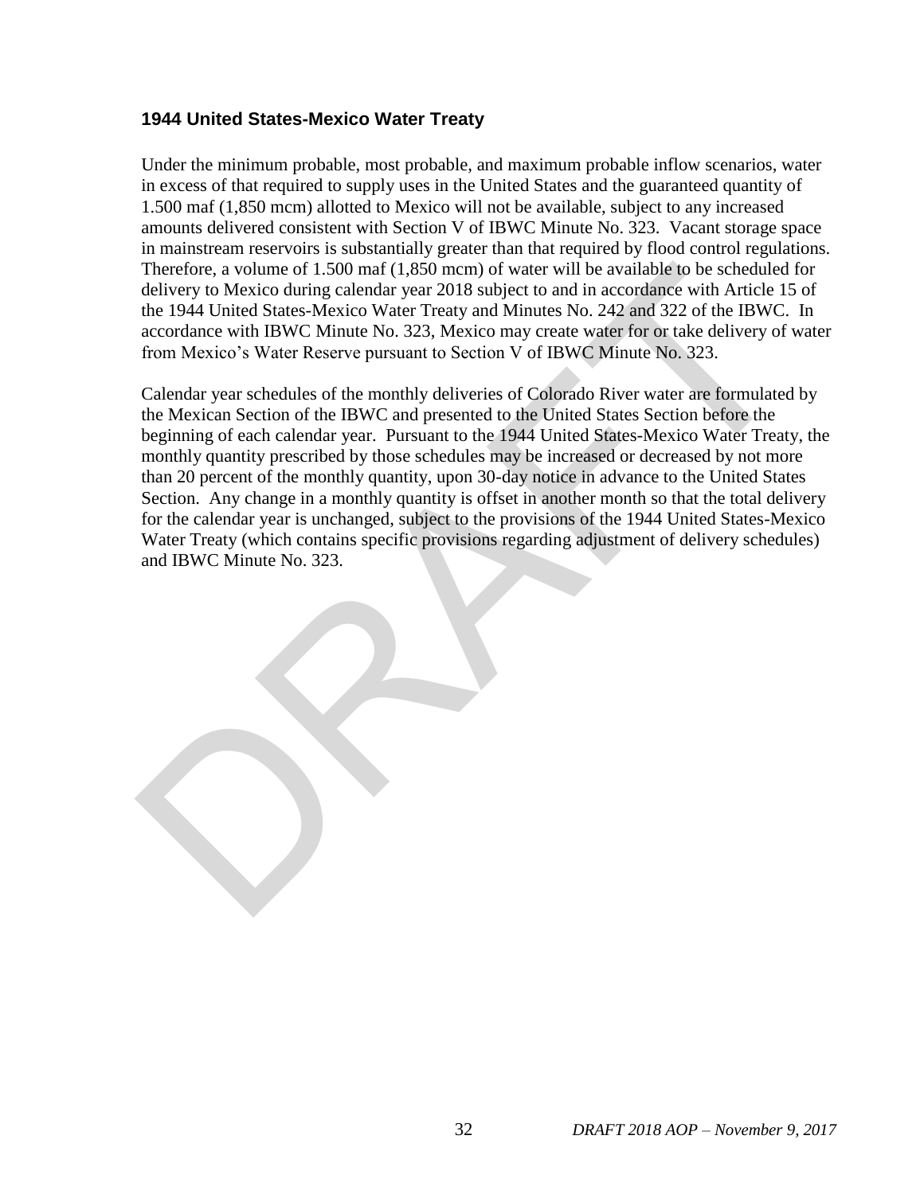### 1944 United States-Mexico Water Treaty

Under the minimum probable, most probable, and maximum probable inflow scenarios, water in excess of that required to supply uses in the United States and the guaranteed quantity of 1.500 maf (1,850 mcm) allotted to Mexico will not be available, subject to any increased amounts delivered consistent with Section V of IBWC Minute No. 323. Vacant storage space in mainstream reservoirs is substantially greater than that required by flood control regulations. Therefore, a volume of 1.500 maf (1,850 mcm) of water will be available to be scheduled for delivery to Mexico during calendar year 2018 subject to and in accordance with Article 15 of the 1944 United States-Mexico Water Treaty and Minutes No. 242 and 322 of the IBWC. In accordance with IBWC Minute No. 323, Mexico may create water for or take delivery of water from Mexico's Water Reserve pursuant to Section V of IBWC Minute No. 323.

Calendar year schedules of the monthly deliveries of Colorado River water are formulated by the Mexican Section of the IBWC and presented to the United States Section before the beginning of each calendar year. Pursuant to the 1944 United States-Mexico Water Treaty, the monthly quantity prescribed by those schedules may be increased or decreased by not more than 20 percent of the monthly quantity, upon 30-day notice in advance to the United States Section. Any change in a monthly quantity is offset in another month so that the total delivery for the calendar year is unchanged, subject to the provisions of the 1944 United States-Mexico Water Treaty (which contains specific provisions regarding adjustment of delivery schedules) and IBWC Minute No. 323.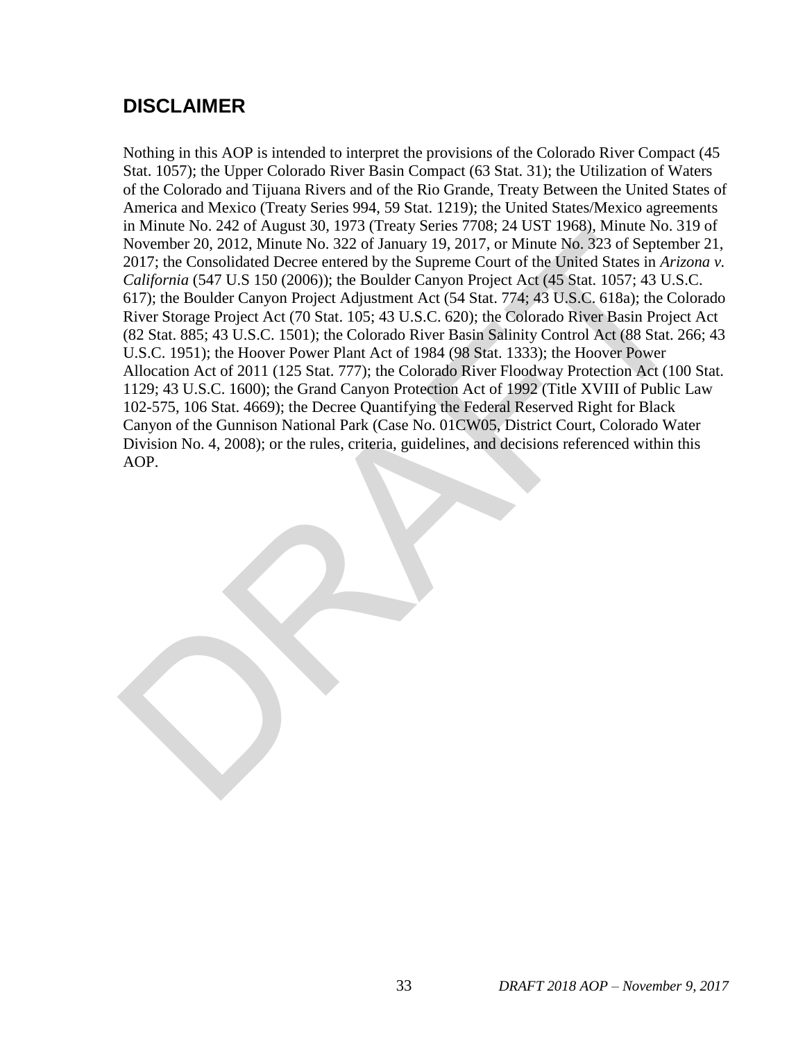## DISCLAIMER

Nothing in this AOP is intended to interpret the provisions of the Colorado River Compact (45 Stat. 1057); the Upper Colorado River Basin Compact (63 Stat. 31); the Utilization of Waters of the Colorado and Tijuana Rivers and of the Rio Grande, Treaty Between the United States of America and Mexico (Treaty Series 994, 59 Stat. 1219); the United States/Mexico agreements in Minute No. 242 of August 30, 1973 (Treaty Series 7708; 24 UST 1968), Minute No. 319 of November 20, 2012, Minute No. 322 of January 19, 2017, or Minute No. 323 of September 21, 2017; the Consolidated Decree entered by the Supreme Court of the United States in *Arizona v. California* (547 U.S 150 (2006)); the Boulder Canyon Project Act (45 Stat. 1057; 43 U.S.C. 617); the Boulder Canyon Project Adjustment Act (54 Stat. 774; 43 U.S.C. 618a); the Colorado River Storage Project Act (70 Stat. 105; 43 U.S.C. 620); the Colorado River Basin Project Act (82 Stat. 885; 43 U.S.C. 1501); the Colorado River Basin Salinity Control Act (88 Stat. 266; 43 U.S.C. 1951); the Hoover Power Plant Act of 1984 (98 Stat. 1333); the Hoover Power Allocation Act of 2011 (125 Stat. 777); the Colorado River Floodway Protection Act (100 Stat. 1129; 43 U.S.C. 1600); the Grand Canyon Protection Act of 1992 (Title XVIII of Public Law 102-575, 106 Stat. 4669); the Decree Quantifying the Federal Reserved Right for Black Canyon of the Gunnison National Park (Case No. 01CW05, District Court, Colorado Water Division No. 4, 2008); or the rules, criteria, guidelines, and decisions referenced within this AOP.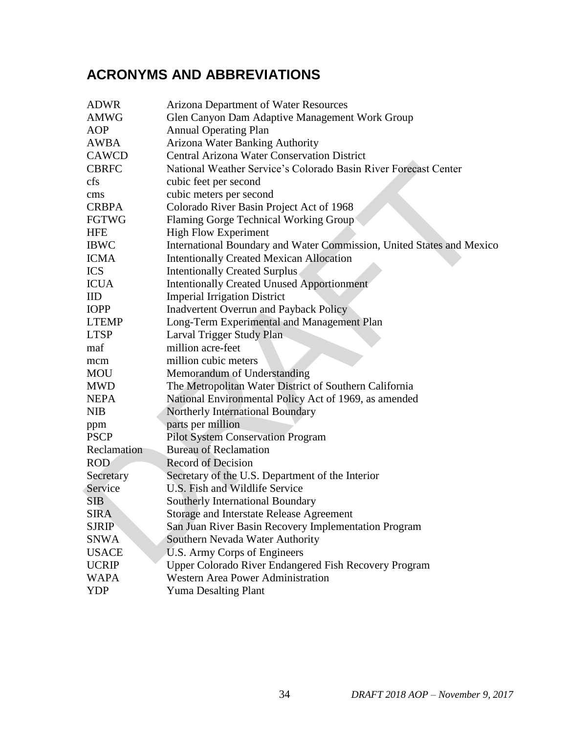## ACRONYMS AND ABBREVIATIONS

| | |
|---|---|
| ADWR | Arizona Department of Water Resources |
| AMWG | Glen Canyon Dam Adaptive Management Work Group |
| AOP | Annual Operating Plan |
| AWBA | Arizona Water Banking Authority |
| CAWCD | Central Arizona Water Conservation District |
| CBRFC | National Weather Service's Colorado Basin River Forecast Center |
| cfs | cubic feet per second |
| cms | cubic meters per second |
| CRBPA | Colorado River Basin Project Act of 1968 |
| FGTWG | Flaming Gorge Technical Working Group |
| HFE | High Flow Experiment |
| IBWC | International Boundary and Water Commission, United States and Mexico |
| ICMA | Intentionally Created Mexican Allocation |
| ICS | Intentionally Created Surplus |
| ICUA | Intentionally Created Unused Apportionment |
| IID | Imperial Irrigation District |
| IOPP | Inadvertent Overrun and Payback Policy |
| LTEMP | Long-Term Experimental and Management Plan |
| LTSP | Larval Trigger Study Plan |
| maf | million acre-feet |
| mcm | million cubic meters |
| MOU | Memorandum of Understanding |
| MWD | The Metropolitan Water District of Southern California |
| NEPA | National Environmental Policy Act of 1969, as amended |
| NIB | Northerly International Boundary |
| ppm | parts per million |
| PSCP | Pilot System Conservation Program |
| Reclamation | Bureau of Reclamation |
| ROD | Record of Decision |
| Secretary | Secretary of the U.S. Department of the Interior |
| Service | U.S. Fish and Wildlife Service |
| SIB | Southerly International Boundary |
| SIRA | Storage and Interstate Release Agreement |
| SJRIP | San Juan River Basin Recovery Implementation Program |
| SNWA | Southern Nevada Water Authority |
| USACE | U.S. Army Corps of Engineers |
| UCRIP | Upper Colorado River Endangered Fish Recovery Program |
| WAPA | Western Area Power Administration |
| YDP | Yuma Desalting Plant |